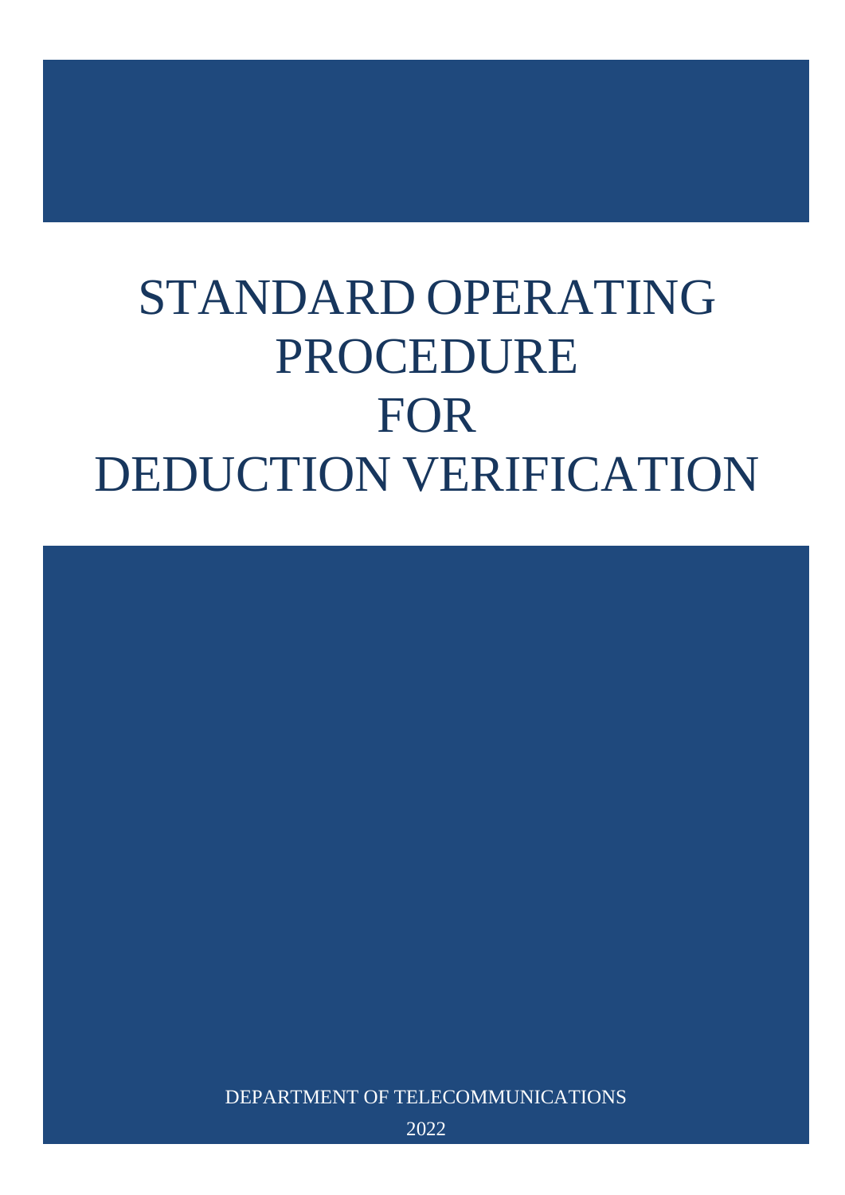# STANDARD OPERATING PROCEDURE FOR DEDUCTION VERIFICATION

DEPARTMENT OF TELECOMMUNICATIONS

2022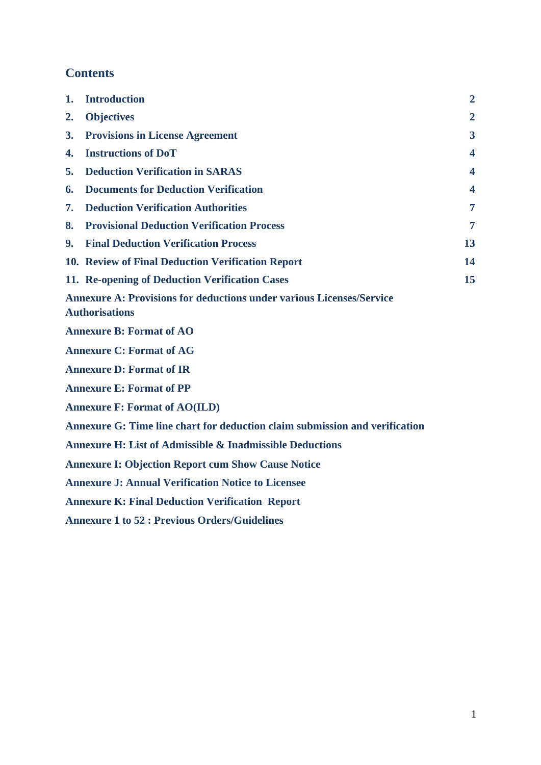## Contents

| | | |
|---|---|---|
| 1. | Introduction | 2 |
| 2. | Objectives | 2 |
| 3. | Provisions in License Agreement | 3 |
| 4. | Instructions of DoT | 4 |
| 5. | Deduction Verification in SARAS | 4 |
| 6. | Documents for Deduction Verification | 4 |
| 7. | Deduction Verification Authorities | 7 |
| 8. | Provisional Deduction Verification Process | 7 |
| 9. | Final Deduction Verification Process | 13 |
| 10. | Review of Final Deduction Verification Report | 14 |
| 11. | Re-opening of Deduction Verification Cases | 15 |

**Annexure A: Provisions for deductions under various Licenses/Service Authorisations**

**Annexure B: Format of AO**

**Annexure C: Format of AG**

**Annexure D: Format of IR**

**Annexure E: Format of PP**

**Annexure F: Format of AO(ILD)**

**Annexure G: Time line chart for deduction claim submission and verification**

**Annexure H: List of Admissible & Inadmissible Deductions**

**Annexure I: Objection Report cum Show Cause Notice**

**Annexure J: Annual Verification Notice to Licensee**

**Annexure K: Final Deduction Verification Report**

**Annexure 1 to 52 : Previous Orders/Guidelines**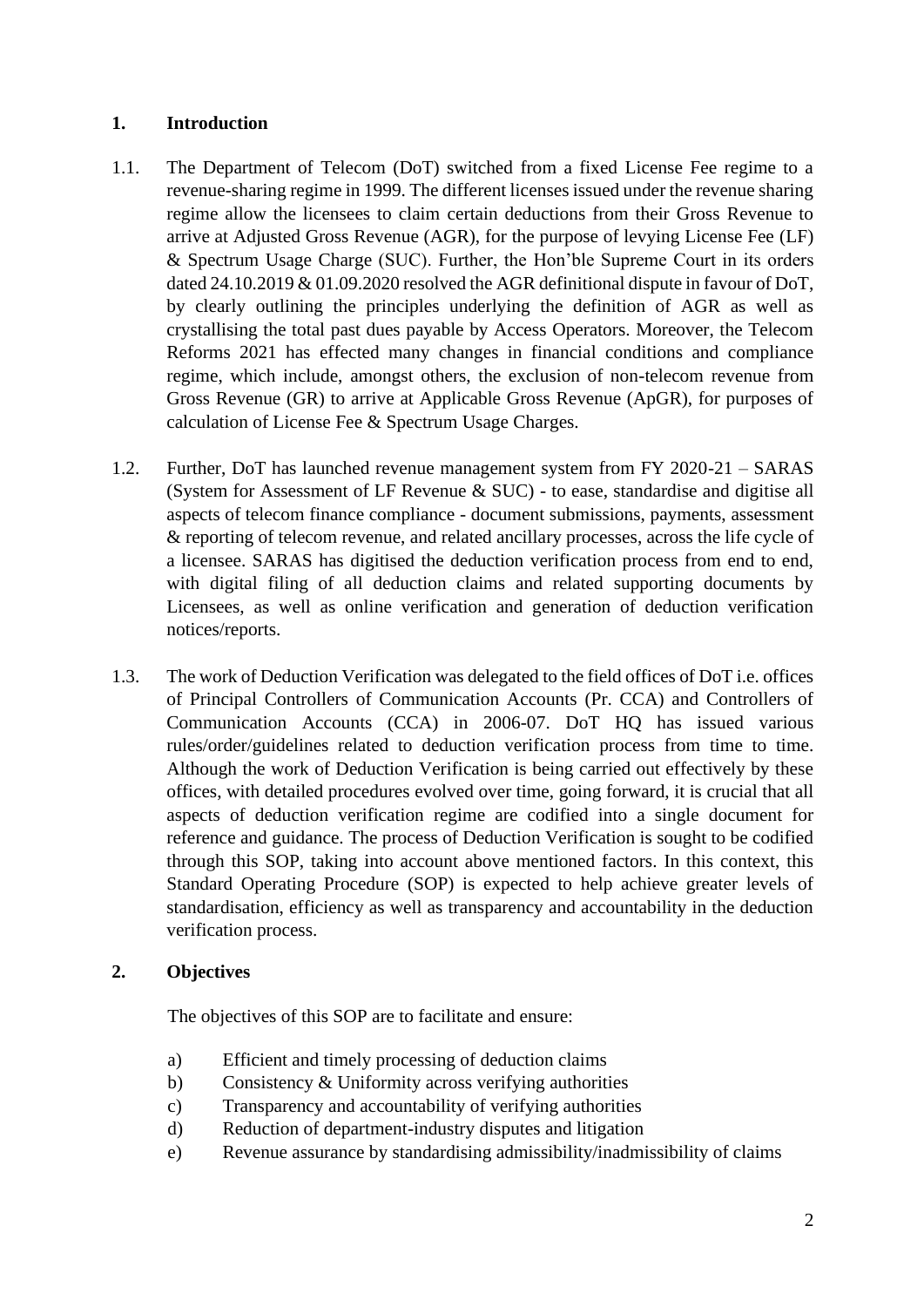## 1. Introduction

1.1. The Department of Telecom (DoT) switched from a fixed License Fee regime to a revenue-sharing regime in 1999. The different licenses issued under the revenue sharing regime allow the licensees to claim certain deductions from their Gross Revenue to arrive at Adjusted Gross Revenue (AGR), for the purpose of levying License Fee (LF) & Spectrum Usage Charge (SUC). Further, the Hon'ble Supreme Court in its orders dated 24.10.2019 & 01.09.2020 resolved the AGR definitional dispute in favour of DoT, by clearly outlining the principles underlying the definition of AGR as well as crystallising the total past dues payable by Access Operators. Moreover, the Telecom Reforms 2021 has effected many changes in financial conditions and compliance regime, which include, amongst others, the exclusion of non-telecom revenue from Gross Revenue (GR) to arrive at Applicable Gross Revenue (ApGR), for purposes of calculation of License Fee & Spectrum Usage Charges.

1.2. Further, DoT has launched revenue management system from FY 2020-21 – SARAS (System for Assessment of LF Revenue & SUC) - to ease, standardise and digitise all aspects of telecom finance compliance - document submissions, payments, assessment & reporting of telecom revenue, and related ancillary processes, across the life cycle of a licensee. SARAS has digitised the deduction verification process from end to end, with digital filing of all deduction claims and related supporting documents by Licensees, as well as online verification and generation of deduction verification notices/reports.

1.3. The work of Deduction Verification was delegated to the field offices of DoT i.e. offices of Principal Controllers of Communication Accounts (Pr. CCA) and Controllers of Communication Accounts (CCA) in 2006-07. DoT HQ has issued various rules/order/guidelines related to deduction verification process from time to time. Although the work of Deduction Verification is being carried out effectively by these offices, with detailed procedures evolved over time, going forward, it is crucial that all aspects of deduction verification regime are codified into a single document for reference and guidance. The process of Deduction Verification is sought to be codified through this SOP, taking into account above mentioned factors. In this context, this Standard Operating Procedure (SOP) is expected to help achieve greater levels of standardisation, efficiency as well as transparency and accountability in the deduction verification process.

## 2. Objectives

The objectives of this SOP are to facilitate and ensure:

a) Efficient and timely processing of deduction claims
b) Consistency & Uniformity across verifying authorities
c) Transparency and accountability of verifying authorities
d) Reduction of department-industry disputes and litigation
e) Revenue assurance by standardising admissibility/inadmissibility of claims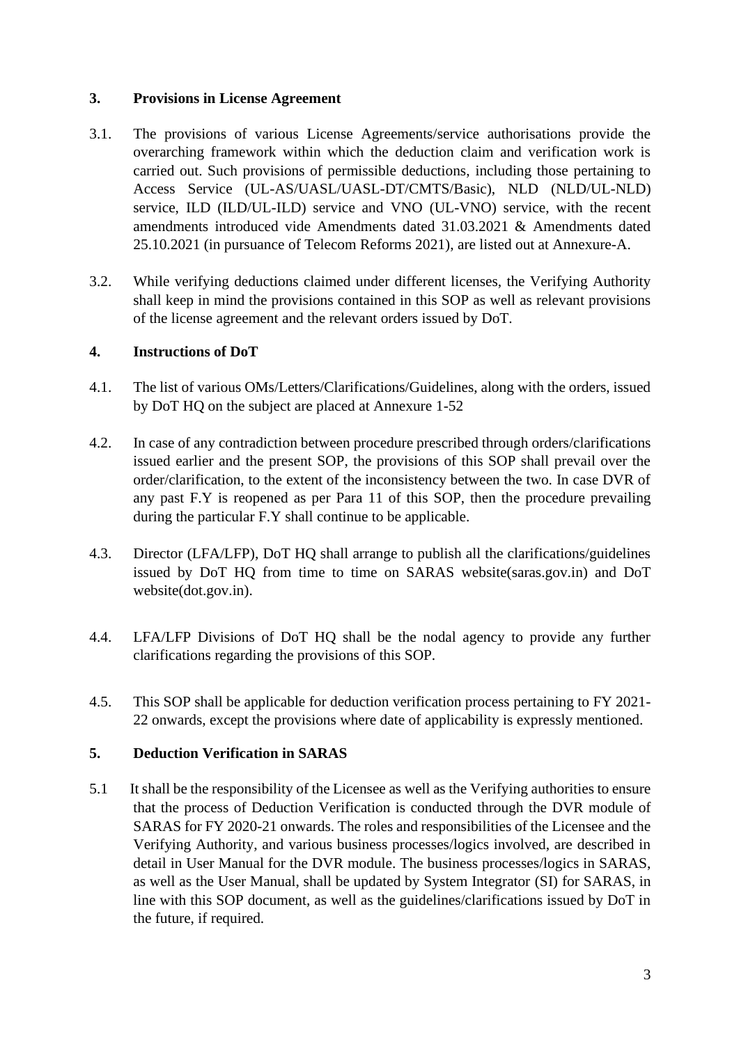## 3. Provisions in License Agreement

3.1. The provisions of various License Agreements/service authorisations provide the overarching framework within which the deduction claim and verification work is carried out. Such provisions of permissible deductions, including those pertaining to Access Service (UL-AS/UASL/UASL-DT/CMTS/Basic), NLD (NLD/UL-NLD) service, ILD (ILD/UL-ILD) service and VNO (UL-VNO) service, with the recent amendments introduced vide Amendments dated 31.03.2021 & Amendments dated 25.10.2021 (in pursuance of Telecom Reforms 2021), are listed out at Annexure-A.

3.2. While verifying deductions claimed under different licenses, the Verifying Authority shall keep in mind the provisions contained in this SOP as well as relevant provisions of the license agreement and the relevant orders issued by DoT.

## 4. Instructions of DoT

4.1. The list of various OMs/Letters/Clarifications/Guidelines, along with the orders, issued by DoT HQ on the subject are placed at Annexure 1-52

4.2. In case of any contradiction between procedure prescribed through orders/clarifications issued earlier and the present SOP, the provisions of this SOP shall prevail over the order/clarification, to the extent of the inconsistency between the two. In case DVR of any past F.Y is reopened as per Para 11 of this SOP, then the procedure prevailing during the particular F.Y shall continue to be applicable.

4.3. Director (LFA/LFP), DoT HQ shall arrange to publish all the clarifications/guidelines issued by DoT HQ from time to time on SARAS website(saras.gov.in) and DoT website(dot.gov.in).

4.4. LFA/LFP Divisions of DoT HQ shall be the nodal agency to provide any further clarifications regarding the provisions of this SOP.

4.5. This SOP shall be applicable for deduction verification process pertaining to FY 2021-22 onwards, except the provisions where date of applicability is expressly mentioned.

## 5. Deduction Verification in SARAS

5.1 It shall be the responsibility of the Licensee as well as the Verifying authorities to ensure that the process of Deduction Verification is conducted through the DVR module of SARAS for FY 2020-21 onwards. The roles and responsibilities of the Licensee and the Verifying Authority, and various business processes/logics involved, are described in detail in User Manual for the DVR module. The business processes/logics in SARAS, as well as the User Manual, shall be updated by System Integrator (SI) for SARAS, in line with this SOP document, as well as the guidelines/clarifications issued by DoT in the future, if required.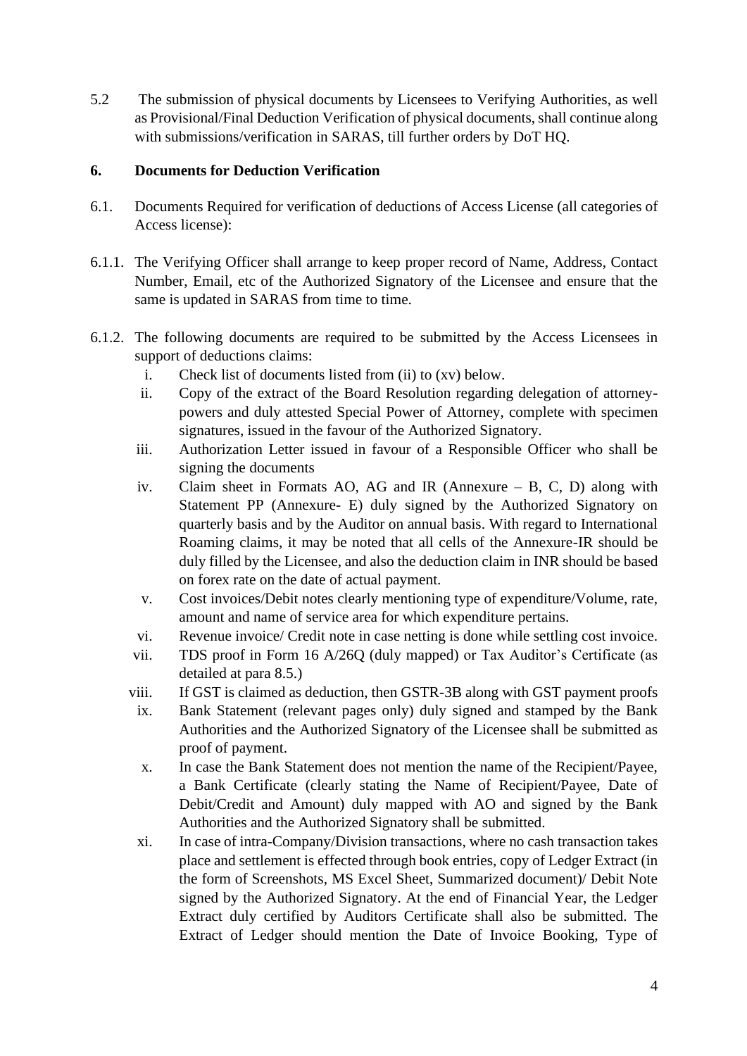5.2 The submission of physical documents by Licensees to Verifying Authorities, as well as Provisional/Final Deduction Verification of physical documents, shall continue along with submissions/verification in SARAS, till further orders by DoT HQ.

**6. Documents for Deduction Verification**

6.1. Documents Required for verification of deductions of Access License (all categories of Access license):

6.1.1. The Verifying Officer shall arrange to keep proper record of Name, Address, Contact Number, Email, etc of the Authorized Signatory of the Licensee and ensure that the same is updated in SARAS from time to time.

6.1.2. The following documents are required to be submitted by the Access Licensees in support of deductions claims:

i. Check list of documents listed from (ii) to (xv) below.

ii. Copy of the extract of the Board Resolution regarding delegation of attorney-powers and duly attested Special Power of Attorney, complete with specimen signatures, issued in the favour of the Authorized Signatory.

iii. Authorization Letter issued in favour of a Responsible Officer who shall be signing the documents

iv. Claim sheet in Formats AO, AG and IR (Annexure – B, C, D) along with Statement PP (Annexure- E) duly signed by the Authorized Signatory on quarterly basis and by the Auditor on annual basis. With regard to International Roaming claims, it may be noted that all cells of the Annexure-IR should be duly filled by the Licensee, and also the deduction claim in INR should be based on forex rate on the date of actual payment.

v. Cost invoices/Debit notes clearly mentioning type of expenditure/Volume, rate, amount and name of service area for which expenditure pertains.

vi. Revenue invoice/ Credit note in case netting is done while settling cost invoice.

vii. TDS proof in Form 16 A/26Q (duly mapped) or Tax Auditor's Certificate (as detailed at para 8.5.)

viii. If GST is claimed as deduction, then GSTR-3B along with GST payment proofs

ix. Bank Statement (relevant pages only) duly signed and stamped by the Bank Authorities and the Authorized Signatory of the Licensee shall be submitted as proof of payment.

x. In case the Bank Statement does not mention the name of the Recipient/Payee, a Bank Certificate (clearly stating the Name of Recipient/Payee, Date of Debit/Credit and Amount) duly mapped with AO and signed by the Bank Authorities and the Authorized Signatory shall be submitted.

xi. In case of intra-Company/Division transactions, where no cash transaction takes place and settlement is effected through book entries, copy of Ledger Extract (in the form of Screenshots, MS Excel Sheet, Summarized document)/ Debit Note signed by the Authorized Signatory. At the end of Financial Year, the Ledger Extract duly certified by Auditors Certificate shall also be submitted. The Extract of Ledger should mention the Date of Invoice Booking, Type of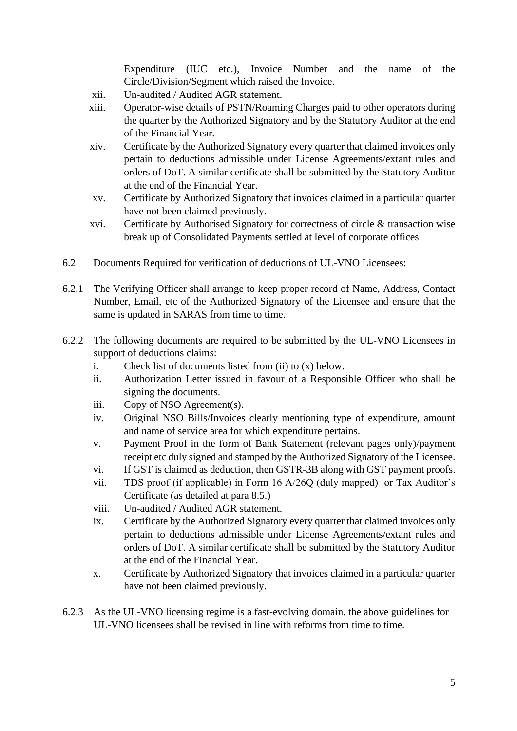Expenditure (IUC etc.), Invoice Number and the name of the Circle/Division/Segment which raised the Invoice.

xii. Un-audited / Audited AGR statement.

xiii. Operator-wise details of PSTN/Roaming Charges paid to other operators during the quarter by the Authorized Signatory and by the Statutory Auditor at the end of the Financial Year.

xiv. Certificate by the Authorized Signatory every quarter that claimed invoices only pertain to deductions admissible under License Agreements/extant rules and orders of DoT. A similar certificate shall be submitted by the Statutory Auditor at the end of the Financial Year.

xv. Certificate by Authorized Signatory that invoices claimed in a particular quarter have not been claimed previously.

xvi. Certificate by Authorised Signatory for correctness of circle & transaction wise break up of Consolidated Payments settled at level of corporate offices

6.2 Documents Required for verification of deductions of UL-VNO Licensees:

6.2.1 The Verifying Officer shall arrange to keep proper record of Name, Address, Contact Number, Email, etc of the Authorized Signatory of the Licensee and ensure that the same is updated in SARAS from time to time.

6.2.2 The following documents are required to be submitted by the UL-VNO Licensees in support of deductions claims:

i. Check list of documents listed from (ii) to (x) below.

ii. Authorization Letter issued in favour of a Responsible Officer who shall be signing the documents.

iii. Copy of NSO Agreement(s).

iv. Original NSO Bills/Invoices clearly mentioning type of expenditure, amount and name of service area for which expenditure pertains.

v. Payment Proof in the form of Bank Statement (relevant pages only)/payment receipt etc duly signed and stamped by the Authorized Signatory of the Licensee.

vi. If GST is claimed as deduction, then GSTR-3B along with GST payment proofs.

vii. TDS proof (if applicable) in Form 16 A/26Q (duly mapped) or Tax Auditor's Certificate (as detailed at para 8.5.)

viii. Un-audited / Audited AGR statement.

ix. Certificate by the Authorized Signatory every quarter that claimed invoices only pertain to deductions admissible under License Agreements/extant rules and orders of DoT. A similar certificate shall be submitted by the Statutory Auditor at the end of the Financial Year.

x. Certificate by Authorized Signatory that invoices claimed in a particular quarter have not been claimed previously.

6.2.3 As the UL-VNO licensing regime is a fast-evolving domain, the above guidelines for UL-VNO licensees shall be revised in line with reforms from time to time.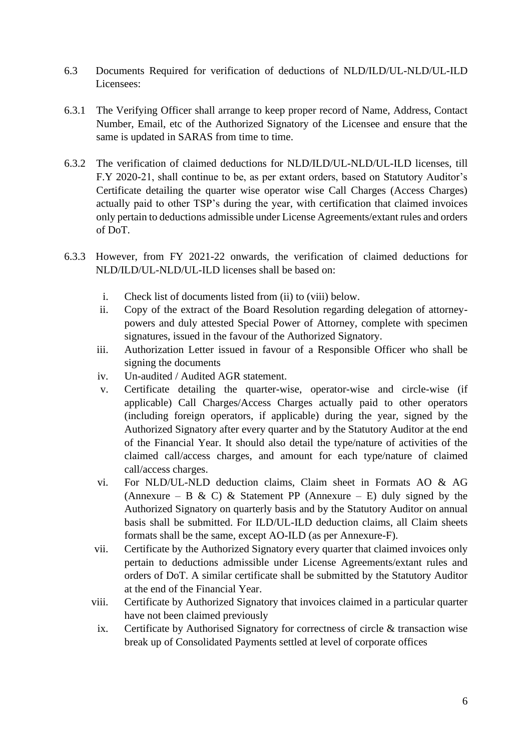6.3 Documents Required for verification of deductions of NLD/ILD/UL-NLD/UL-ILD Licensees:

6.3.1 The Verifying Officer shall arrange to keep proper record of Name, Address, Contact Number, Email, etc of the Authorized Signatory of the Licensee and ensure that the same is updated in SARAS from time to time.

6.3.2 The verification of claimed deductions for NLD/ILD/UL-NLD/UL-ILD licenses, till F.Y 2020-21, shall continue to be, as per extant orders, based on Statutory Auditor's Certificate detailing the quarter wise operator wise Call Charges (Access Charges) actually paid to other TSP's during the year, with certification that claimed invoices only pertain to deductions admissible under License Agreements/extant rules and orders of DoT.

6.3.3 However, from FY 2021-22 onwards, the verification of claimed deductions for NLD/ILD/UL-NLD/UL-ILD licenses shall be based on:

i. Check list of documents listed from (ii) to (viii) below.

ii. Copy of the extract of the Board Resolution regarding delegation of attorney-powers and duly attested Special Power of Attorney, complete with specimen signatures, issued in the favour of the Authorized Signatory.

iii. Authorization Letter issued in favour of a Responsible Officer who shall be signing the documents

iv. Un-audited / Audited AGR statement.

v. Certificate detailing the quarter-wise, operator-wise and circle-wise (if applicable) Call Charges/Access Charges actually paid to other operators (including foreign operators, if applicable) during the year, signed by the Authorized Signatory after every quarter and by the Statutory Auditor at the end of the Financial Year. It should also detail the type/nature of activities of the claimed call/access charges, and amount for each type/nature of claimed call/access charges.

vi. For NLD/UL-NLD deduction claims, Claim sheet in Formats AO & AG (Annexure – B & C) & Statement PP (Annexure – E) duly signed by the Authorized Signatory on quarterly basis and by the Statutory Auditor on annual basis shall be submitted. For ILD/UL-ILD deduction claims, all Claim sheets formats shall be the same, except AO-ILD (as per Annexure-F).

vii. Certificate by the Authorized Signatory every quarter that claimed invoices only pertain to deductions admissible under License Agreements/extant rules and orders of DoT. A similar certificate shall be submitted by the Statutory Auditor at the end of the Financial Year.

viii. Certificate by Authorized Signatory that invoices claimed in a particular quarter have not been claimed previously

ix. Certificate by Authorised Signatory for correctness of circle & transaction wise break up of Consolidated Payments settled at level of corporate offices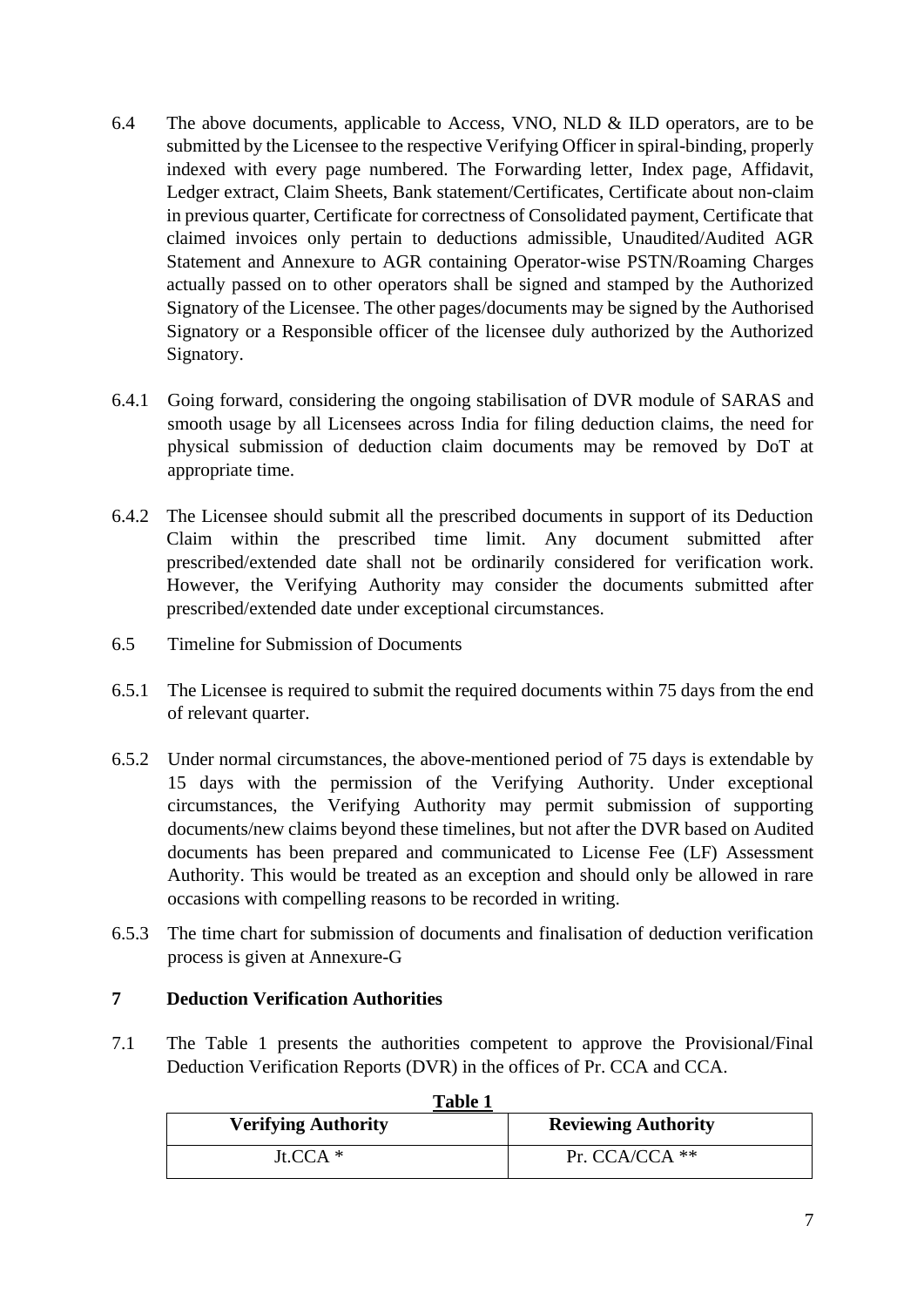6.4 The above documents, applicable to Access, VNO, NLD & ILD operators, are to be submitted by the Licensee to the respective Verifying Officer in spiral-binding, properly indexed with every page numbered. The Forwarding letter, Index page, Affidavit, Ledger extract, Claim Sheets, Bank statement/Certificates, Certificate about non-claim in previous quarter, Certificate for correctness of Consolidated payment, Certificate that claimed invoices only pertain to deductions admissible, Unaudited/Audited AGR Statement and Annexure to AGR containing Operator-wise PSTN/Roaming Charges actually passed on to other operators shall be signed and stamped by the Authorized Signatory of the Licensee. The other pages/documents may be signed by the Authorised Signatory or a Responsible officer of the licensee duly authorized by the Authorized Signatory.

6.4.1 Going forward, considering the ongoing stabilisation of DVR module of SARAS and smooth usage by all Licensees across India for filing deduction claims, the need for physical submission of deduction claim documents may be removed by DoT at appropriate time.

6.4.2 The Licensee should submit all the prescribed documents in support of its Deduction Claim within the prescribed time limit. Any document submitted after prescribed/extended date shall not be ordinarily considered for verification work. However, the Verifying Authority may consider the documents submitted after prescribed/extended date under exceptional circumstances.

6.5 Timeline for Submission of Documents

6.5.1 The Licensee is required to submit the required documents within 75 days from the end of relevant quarter.

6.5.2 Under normal circumstances, the above-mentioned period of 75 days is extendable by 15 days with the permission of the Verifying Authority. Under exceptional circumstances, the Verifying Authority may permit submission of supporting documents/new claims beyond these timelines, but not after the DVR based on Audited documents has been prepared and communicated to License Fee (LF) Assessment Authority. This would be treated as an exception and should only be allowed in rare occasions with compelling reasons to be recorded in writing.

6.5.3 The time chart for submission of documents and finalisation of deduction verification process is given at Annexure-G

## 7 Deduction Verification Authorities

7.1 The Table 1 presents the authorities competent to approve the Provisional/Final Deduction Verification Reports (DVR) in the offices of Pr. CCA and CCA.

**Table 1**

| Verifying Authority | Reviewing Authority |
| --- | --- |
| Jt.CCA * | Pr. CCA/CCA ** |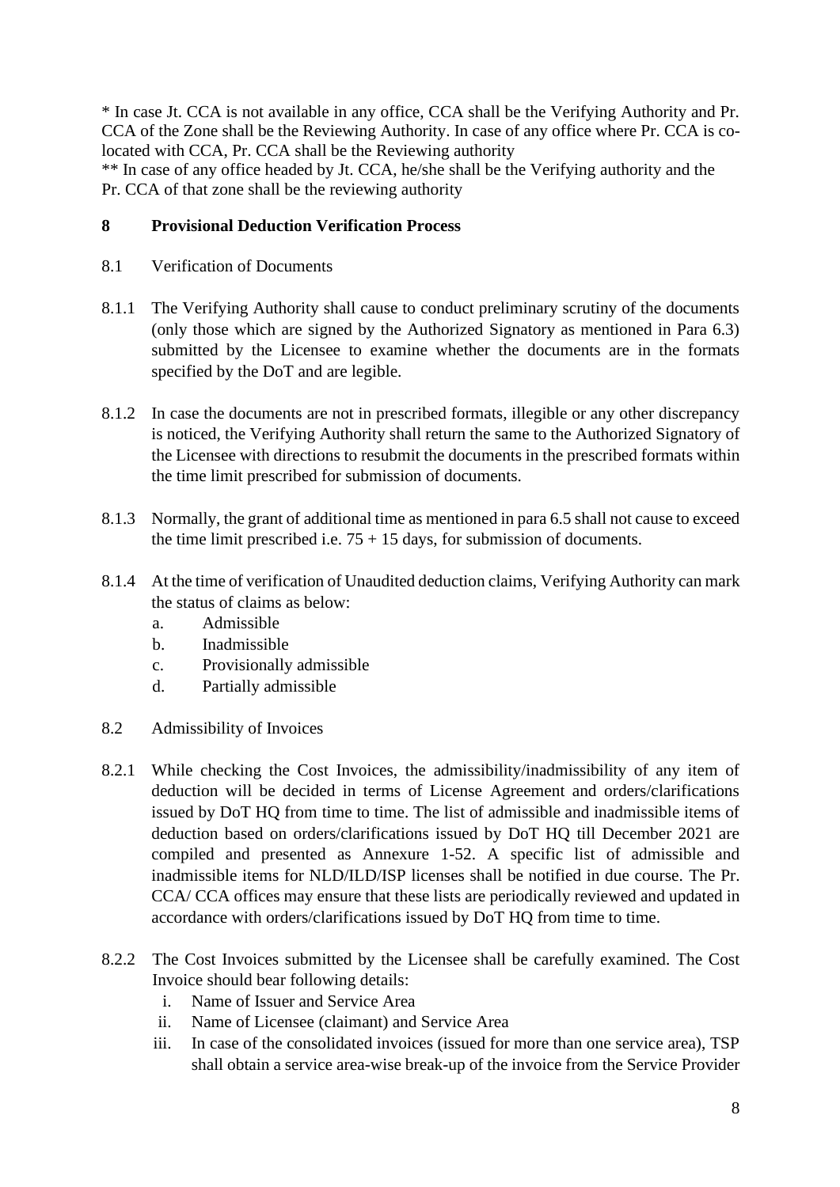* In case Jt. CCA is not available in any office, CCA shall be the Verifying Authority and Pr. CCA of the Zone shall be the Reviewing Authority. In case of any office where Pr. CCA is co-located with CCA, Pr. CCA shall be the Reviewing authority

** In case of any office headed by Jt. CCA, he/she shall be the Verifying authority and the Pr. CCA of that zone shall be the reviewing authority

## 8 Provisional Deduction Verification Process

8.1 Verification of Documents

8.1.1 The Verifying Authority shall cause to conduct preliminary scrutiny of the documents (only those which are signed by the Authorized Signatory as mentioned in Para 6.3) submitted by the Licensee to examine whether the documents are in the formats specified by the DoT and are legible.

8.1.2 In case the documents are not in prescribed formats, illegible or any other discrepancy is noticed, the Verifying Authority shall return the same to the Authorized Signatory of the Licensee with directions to resubmit the documents in the prescribed formats within the time limit prescribed for submission of documents.

8.1.3 Normally, the grant of additional time as mentioned in para 6.5 shall not cause to exceed the time limit prescribed i.e. 75 + 15 days, for submission of documents.

8.1.4 At the time of verification of Unaudited deduction claims, Verifying Authority can mark the status of claims as below:

a. Admissible
b. Inadmissible
c. Provisionally admissible
d. Partially admissible

8.2 Admissibility of Invoices

8.2.1 While checking the Cost Invoices, the admissibility/inadmissibility of any item of deduction will be decided in terms of License Agreement and orders/clarifications issued by DoT HQ from time to time. The list of admissible and inadmissible items of deduction based on orders/clarifications issued by DoT HQ till December 2021 are compiled and presented as Annexure 1-52. A specific list of admissible and inadmissible items for NLD/ILD/ISP licenses shall be notified in due course. The Pr. CCA/ CCA offices may ensure that these lists are periodically reviewed and updated in accordance with orders/clarifications issued by DoT HQ from time to time.

8.2.2 The Cost Invoices submitted by the Licensee shall be carefully examined. The Cost Invoice should bear following details:

i. Name of Issuer and Service Area
ii. Name of Licensee (claimant) and Service Area
iii. In case of the consolidated invoices (issued for more than one service area), TSP shall obtain a service area-wise break-up of the invoice from the Service Provider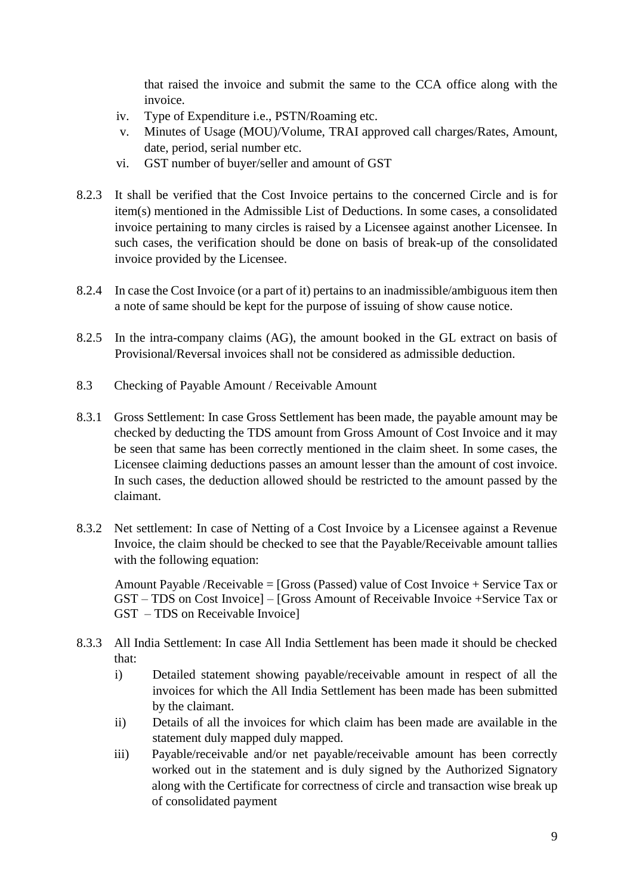that raised the invoice and submit the same to the CCA office along with the invoice.

iv. Type of Expenditure i.e., PSTN/Roaming etc.

v. Minutes of Usage (MOU)/Volume, TRAI approved call charges/Rates, Amount, date, period, serial number etc.

vi. GST number of buyer/seller and amount of GST

8.2.3 It shall be verified that the Cost Invoice pertains to the concerned Circle and is for item(s) mentioned in the Admissible List of Deductions. In some cases, a consolidated invoice pertaining to many circles is raised by a Licensee against another Licensee. In such cases, the verification should be done on basis of break-up of the consolidated invoice provided by the Licensee.

8.2.4 In case the Cost Invoice (or a part of it) pertains to an inadmissible/ambiguous item then a note of same should be kept for the purpose of issuing of show cause notice.

8.2.5 In the intra-company claims (AG), the amount booked in the GL extract on basis of Provisional/Reversal invoices shall not be considered as admissible deduction.

8.3 Checking of Payable Amount / Receivable Amount

8.3.1 Gross Settlement: In case Gross Settlement has been made, the payable amount may be checked by deducting the TDS amount from Gross Amount of Cost Invoice and it may be seen that same has been correctly mentioned in the claim sheet. In some cases, the Licensee claiming deductions passes an amount lesser than the amount of cost invoice. In such cases, the deduction allowed should be restricted to the amount passed by the claimant.

8.3.2 Net settlement: In case of Netting of a Cost Invoice by a Licensee against a Revenue Invoice, the claim should be checked to see that the Payable/Receivable amount tallies with the following equation:

Amount Payable /Receivable = [Gross (Passed) value of Cost Invoice + Service Tax or GST – TDS on Cost Invoice] – [Gross Amount of Receivable Invoice +Service Tax or GST – TDS on Receivable Invoice]

8.3.3 All India Settlement: In case All India Settlement has been made it should be checked that:

i) Detailed statement showing payable/receivable amount in respect of all the invoices for which the All India Settlement has been made has been submitted by the claimant.

ii) Details of all the invoices for which claim has been made are available in the statement duly mapped duly mapped.

iii) Payable/receivable and/or net payable/receivable amount has been correctly worked out in the statement and is duly signed by the Authorized Signatory along with the Certificate for correctness of circle and transaction wise break up of consolidated payment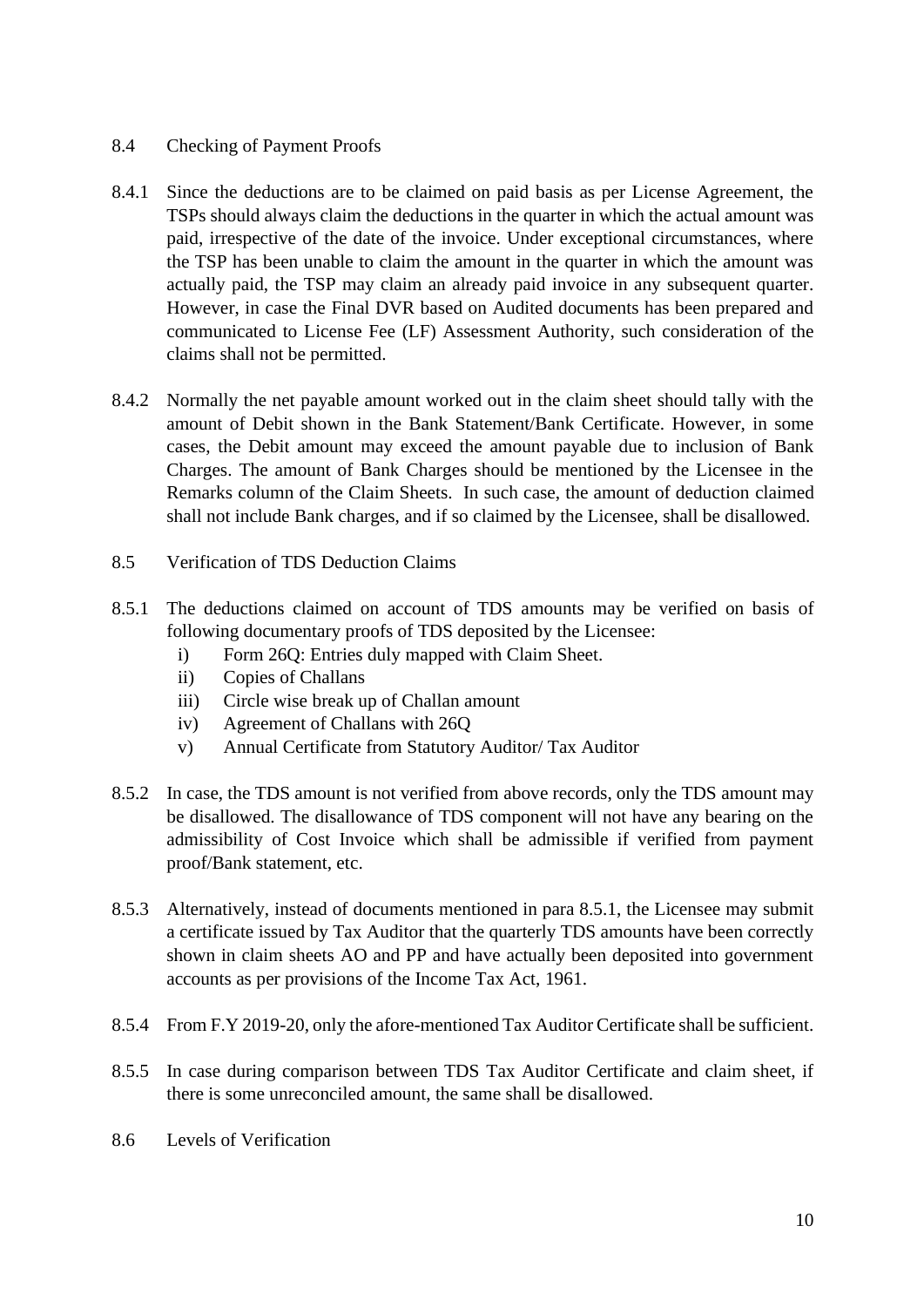## 8.4 Checking of Payment Proofs

8.4.1 Since the deductions are to be claimed on paid basis as per License Agreement, the TSPs should always claim the deductions in the quarter in which the actual amount was paid, irrespective of the date of the invoice. Under exceptional circumstances, where the TSP has been unable to claim the amount in the quarter in which the amount was actually paid, the TSP may claim an already paid invoice in any subsequent quarter. However, in case the Final DVR based on Audited documents has been prepared and communicated to License Fee (LF) Assessment Authority, such consideration of the claims shall not be permitted.

8.4.2 Normally the net payable amount worked out in the claim sheet should tally with the amount of Debit shown in the Bank Statement/Bank Certificate. However, in some cases, the Debit amount may exceed the amount payable due to inclusion of Bank Charges. The amount of Bank Charges should be mentioned by the Licensee in the Remarks column of the Claim Sheets. In such case, the amount of deduction claimed shall not include Bank charges, and if so claimed by the Licensee, shall be disallowed.

## 8.5 Verification of TDS Deduction Claims

8.5.1 The deductions claimed on account of TDS amounts may be verified on basis of following documentary proofs of TDS deposited by the Licensee:

i) Form 26Q: Entries duly mapped with Claim Sheet.
ii) Copies of Challans
iii) Circle wise break up of Challan amount
iv) Agreement of Challans with 26Q
v) Annual Certificate from Statutory Auditor/ Tax Auditor

8.5.2 In case, the TDS amount is not verified from above records, only the TDS amount may be disallowed. The disallowance of TDS component will not have any bearing on the admissibility of Cost Invoice which shall be admissible if verified from payment proof/Bank statement, etc.

8.5.3 Alternatively, instead of documents mentioned in para 8.5.1, the Licensee may submit a certificate issued by Tax Auditor that the quarterly TDS amounts have been correctly shown in claim sheets AO and PP and have actually been deposited into government accounts as per provisions of the Income Tax Act, 1961.

8.5.4 From F.Y 2019-20, only the afore-mentioned Tax Auditor Certificate shall be sufficient.

8.5.5 In case during comparison between TDS Tax Auditor Certificate and claim sheet, if there is some unreconciled amount, the same shall be disallowed.

## 8.6 Levels of Verification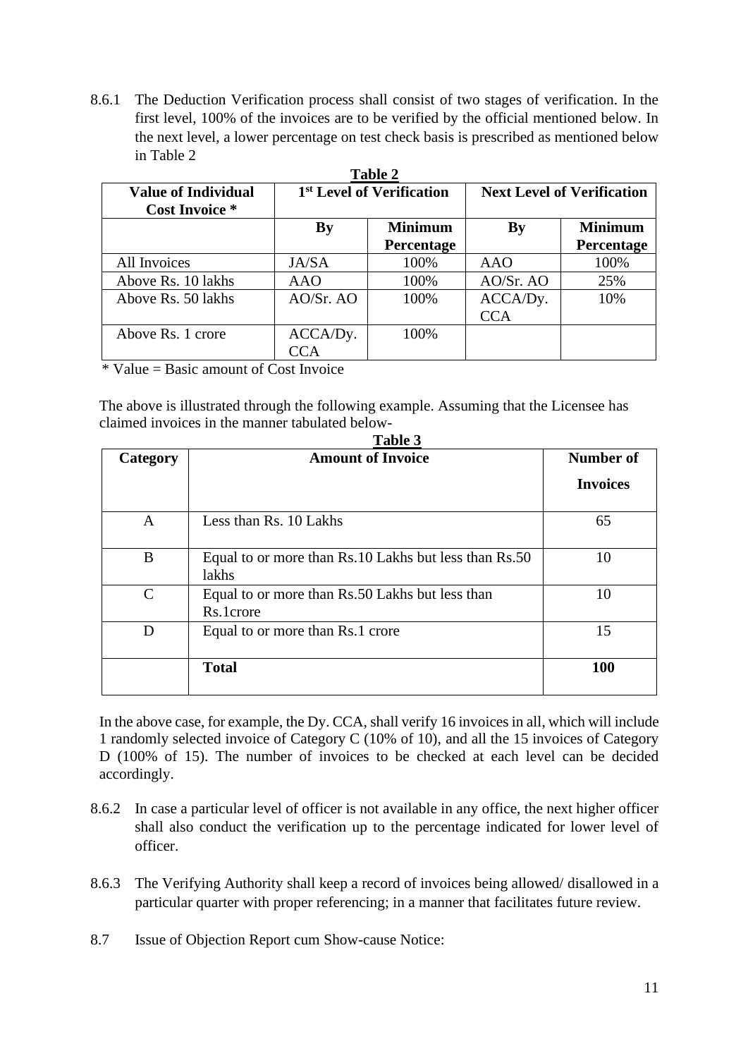8.6.1 The Deduction Verification process shall consist of two stages of verification. In the first level, 100% of the invoices are to be verified by the official mentioned below. In the next level, a lower percentage on test check basis is prescribed as mentioned below in Table 2

**Table 2**

| Value of Individual Cost Invoice * | 1st Level of Verification | | Next Level of Verification | |
|---|---|---|---|---|
| | **By** | **Minimum Percentage** | **By** | **Minimum Percentage** |
| All Invoices | JA/SA | 100% | AAO | 100% |
| Above Rs. 10 lakhs | AAO | 100% | AO/Sr. AO | 25% |
| Above Rs. 50 lakhs | AO/Sr. AO | 100% | ACCA/Dy. CCA | 10% |
| Above Rs. 1 crore | ACCA/Dy. CCA | 100% | | |

\* Value = Basic amount of Cost Invoice

The above is illustrated through the following example. Assuming that the Licensee has claimed invoices in the manner tabulated below-

**Table 3**

| Category | Amount of Invoice | Number of Invoices |
|---|---|---|
| A | Less than Rs. 10 Lakhs | 65 |
| B | Equal to or more than Rs.10 Lakhs but less than Rs.50 lakhs | 10 |
| C | Equal to or more than Rs.50 Lakhs but less than Rs.1crore | 10 |
| D | Equal to or more than Rs.1 crore | 15 |
| | **Total** | **100** |

In the above case, for example, the Dy. CCA, shall verify 16 invoices in all, which will include 1 randomly selected invoice of Category C (10% of 10), and all the 15 invoices of Category D (100% of 15). The number of invoices to be checked at each level can be decided accordingly.

8.6.2 In case a particular level of officer is not available in any office, the next higher officer shall also conduct the verification up to the percentage indicated for lower level of officer.

8.6.3 The Verifying Authority shall keep a record of invoices being allowed/ disallowed in a particular quarter with proper referencing; in a manner that facilitates future review.

8.7 Issue of Objection Report cum Show-cause Notice: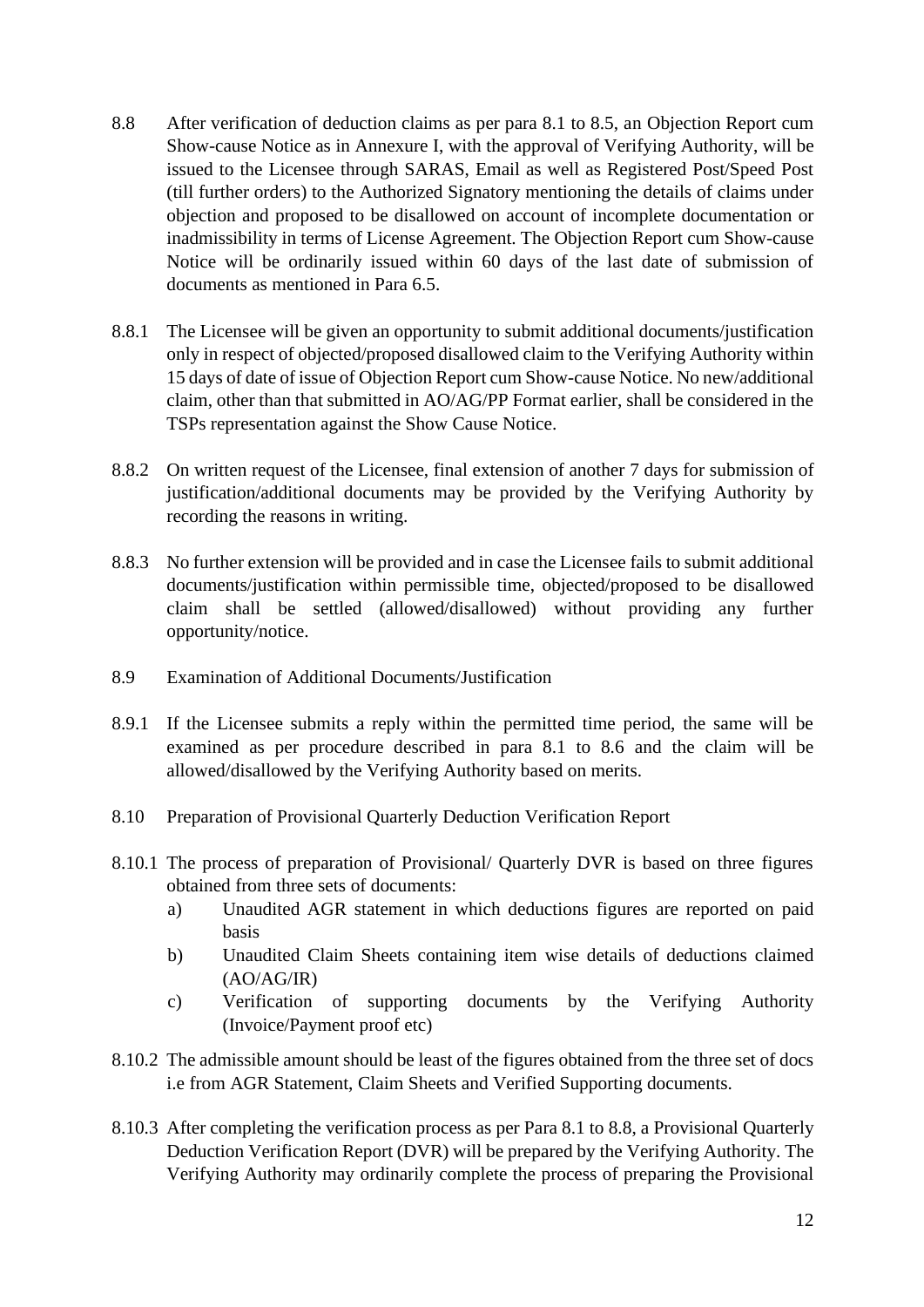8.8 After verification of deduction claims as per para 8.1 to 8.5, an Objection Report cum Show-cause Notice as in Annexure I, with the approval of Verifying Authority, will be issued to the Licensee through SARAS, Email as well as Registered Post/Speed Post (till further orders) to the Authorized Signatory mentioning the details of claims under objection and proposed to be disallowed on account of incomplete documentation or inadmissibility in terms of License Agreement. The Objection Report cum Show-cause Notice will be ordinarily issued within 60 days of the last date of submission of documents as mentioned in Para 6.5.

8.8.1 The Licensee will be given an opportunity to submit additional documents/justification only in respect of objected/proposed disallowed claim to the Verifying Authority within 15 days of date of issue of Objection Report cum Show-cause Notice. No new/additional claim, other than that submitted in AO/AG/PP Format earlier, shall be considered in the TSPs representation against the Show Cause Notice.

8.8.2 On written request of the Licensee, final extension of another 7 days for submission of justification/additional documents may be provided by the Verifying Authority by recording the reasons in writing.

8.8.3 No further extension will be provided and in case the Licensee fails to submit additional documents/justification within permissible time, objected/proposed to be disallowed claim shall be settled (allowed/disallowed) without providing any further opportunity/notice.

8.9 Examination of Additional Documents/Justification

8.9.1 If the Licensee submits a reply within the permitted time period, the same will be examined as per procedure described in para 8.1 to 8.6 and the claim will be allowed/disallowed by the Verifying Authority based on merits.

8.10 Preparation of Provisional Quarterly Deduction Verification Report

8.10.1 The process of preparation of Provisional/ Quarterly DVR is based on three figures obtained from three sets of documents:

a) Unaudited AGR statement in which deductions figures are reported on paid basis
b) Unaudited Claim Sheets containing item wise details of deductions claimed (AO/AG/IR)
c) Verification of supporting documents by the Verifying Authority (Invoice/Payment proof etc)

8.10.2 The admissible amount should be least of the figures obtained from the three set of docs i.e from AGR Statement, Claim Sheets and Verified Supporting documents.

8.10.3 After completing the verification process as per Para 8.1 to 8.8, a Provisional Quarterly Deduction Verification Report (DVR) will be prepared by the Verifying Authority. The Verifying Authority may ordinarily complete the process of preparing the Provisional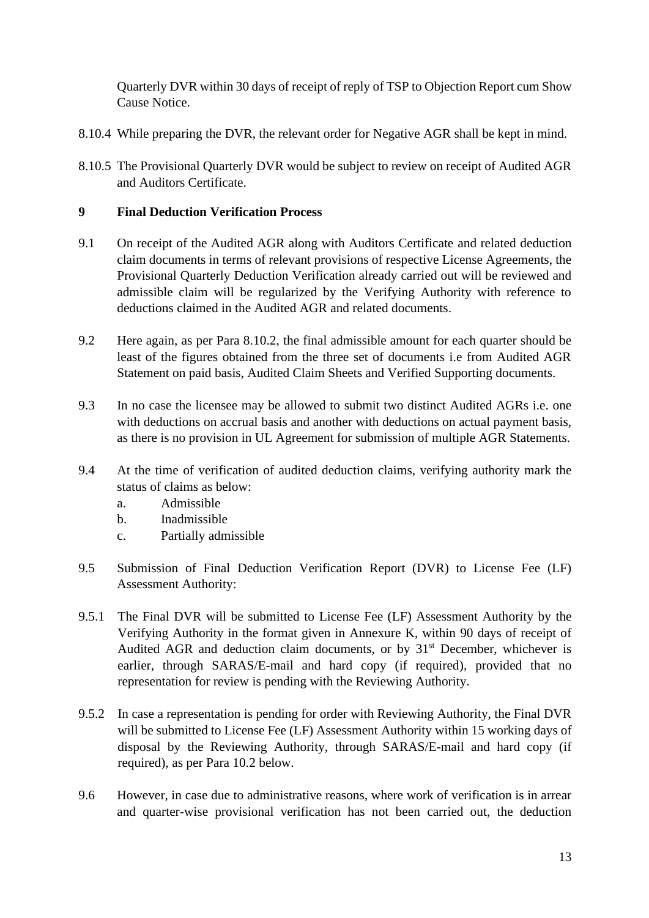Quarterly DVR within 30 days of receipt of reply of TSP to Objection Report cum Show Cause Notice.

8.10.4 While preparing the DVR, the relevant order for Negative AGR shall be kept in mind.

8.10.5 The Provisional Quarterly DVR would be subject to review on receipt of Audited AGR and Auditors Certificate.

## 9 Final Deduction Verification Process

9.1 On receipt of the Audited AGR along with Auditors Certificate and related deduction claim documents in terms of relevant provisions of respective License Agreements, the Provisional Quarterly Deduction Verification already carried out will be reviewed and admissible claim will be regularized by the Verifying Authority with reference to deductions claimed in the Audited AGR and related documents.

9.2 Here again, as per Para 8.10.2, the final admissible amount for each quarter should be least of the figures obtained from the three set of documents i.e from Audited AGR Statement on paid basis, Audited Claim Sheets and Verified Supporting documents.

9.3 In no case the licensee may be allowed to submit two distinct Audited AGRs i.e. one with deductions on accrual basis and another with deductions on actual payment basis, as there is no provision in UL Agreement for submission of multiple AGR Statements.

9.4 At the time of verification of audited deduction claims, verifying authority mark the status of claims as below:

a. Admissible
b. Inadmissible
c. Partially admissible

9.5 Submission of Final Deduction Verification Report (DVR) to License Fee (LF) Assessment Authority:

9.5.1 The Final DVR will be submitted to License Fee (LF) Assessment Authority by the Verifying Authority in the format given in Annexure K, within 90 days of receipt of Audited AGR and deduction claim documents, or by 31st December, whichever is earlier, through SARAS/E-mail and hard copy (if required), provided that no representation for review is pending with the Reviewing Authority.

9.5.2 In case a representation is pending for order with Reviewing Authority, the Final DVR will be submitted to License Fee (LF) Assessment Authority within 15 working days of disposal by the Reviewing Authority, through SARAS/E-mail and hard copy (if required), as per Para 10.2 below.

9.6 However, in case due to administrative reasons, where work of verification is in arrear and quarter-wise provisional verification has not been carried out, the deduction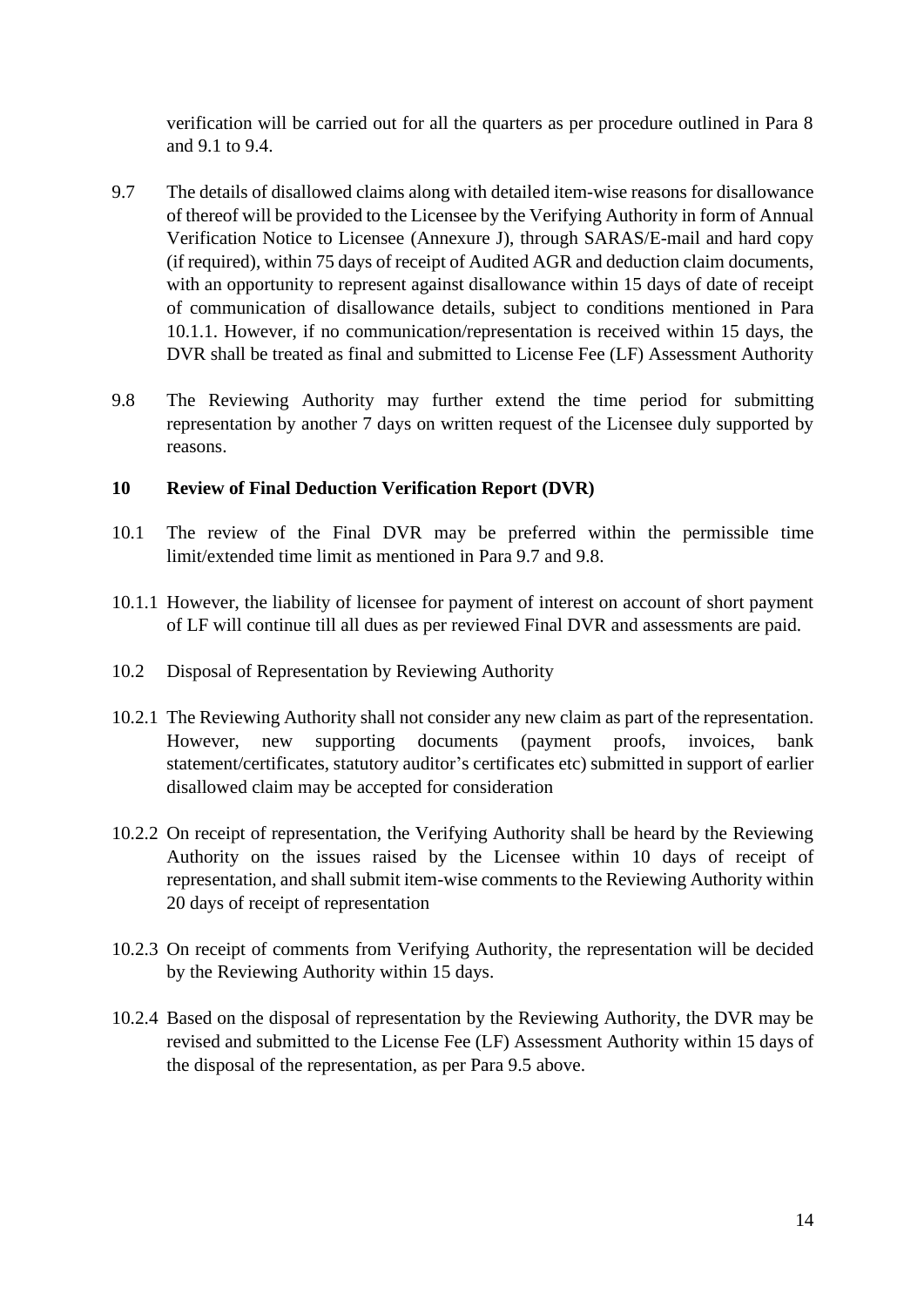verification will be carried out for all the quarters as per procedure outlined in Para 8 and 9.1 to 9.4.

9.7 The details of disallowed claims along with detailed item-wise reasons for disallowance of thereof will be provided to the Licensee by the Verifying Authority in form of Annual Verification Notice to Licensee (Annexure J), through SARAS/E-mail and hard copy (if required), within 75 days of receipt of Audited AGR and deduction claim documents, with an opportunity to represent against disallowance within 15 days of date of receipt of communication of disallowance details, subject to conditions mentioned in Para 10.1.1. However, if no communication/representation is received within 15 days, the DVR shall be treated as final and submitted to License Fee (LF) Assessment Authority

9.8 The Reviewing Authority may further extend the time period for submitting representation by another 7 days on written request of the Licensee duly supported by reasons.

## 10 Review of Final Deduction Verification Report (DVR)

10.1 The review of the Final DVR may be preferred within the permissible time limit/extended time limit as mentioned in Para 9.7 and 9.8.

10.1.1 However, the liability of licensee for payment of interest on account of short payment of LF will continue till all dues as per reviewed Final DVR and assessments are paid.

10.2 Disposal of Representation by Reviewing Authority

10.2.1 The Reviewing Authority shall not consider any new claim as part of the representation. However, new supporting documents (payment proofs, invoices, bank statement/certificates, statutory auditor's certificates etc) submitted in support of earlier disallowed claim may be accepted for consideration

10.2.2 On receipt of representation, the Verifying Authority shall be heard by the Reviewing Authority on the issues raised by the Licensee within 10 days of receipt of representation, and shall submit item-wise comments to the Reviewing Authority within 20 days of receipt of representation

10.2.3 On receipt of comments from Verifying Authority, the representation will be decided by the Reviewing Authority within 15 days.

10.2.4 Based on the disposal of representation by the Reviewing Authority, the DVR may be revised and submitted to the License Fee (LF) Assessment Authority within 15 days of the disposal of the representation, as per Para 9.5 above.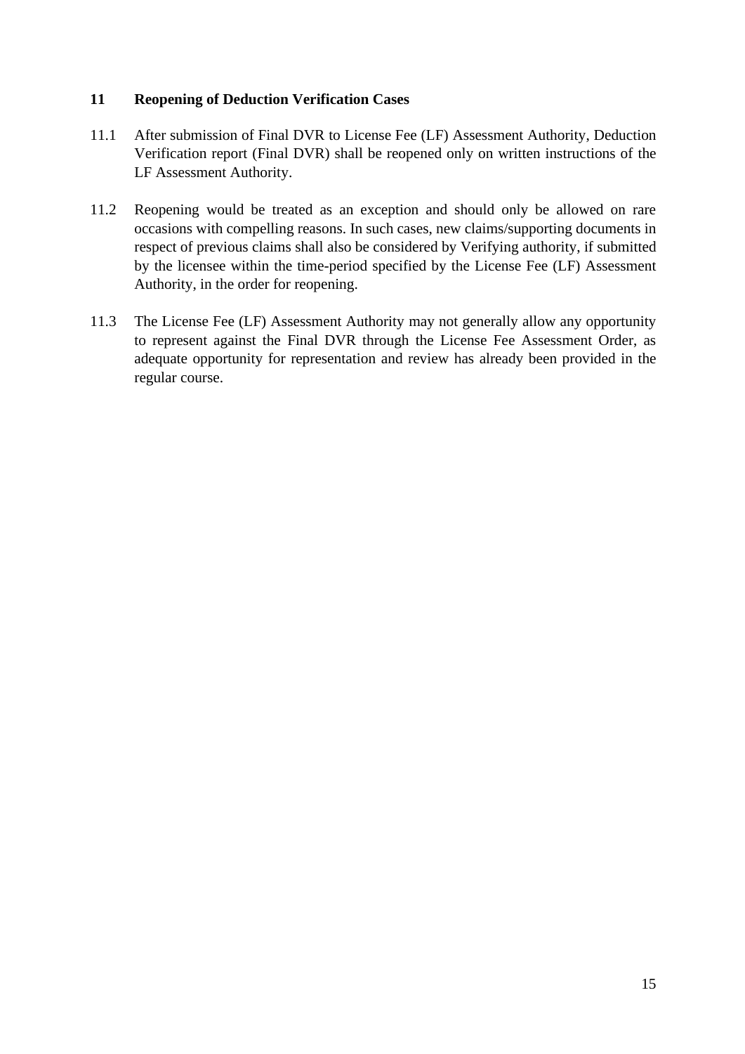## 11 Reopening of Deduction Verification Cases

11.1 After submission of Final DVR to License Fee (LF) Assessment Authority, Deduction Verification report (Final DVR) shall be reopened only on written instructions of the LF Assessment Authority.

11.2 Reopening would be treated as an exception and should only be allowed on rare occasions with compelling reasons. In such cases, new claims/supporting documents in respect of previous claims shall also be considered by Verifying authority, if submitted by the licensee within the time-period specified by the License Fee (LF) Assessment Authority, in the order for reopening.

11.3 The License Fee (LF) Assessment Authority may not generally allow any opportunity to represent against the Final DVR through the License Fee Assessment Order, as adequate opportunity for representation and review has already been provided in the regular course.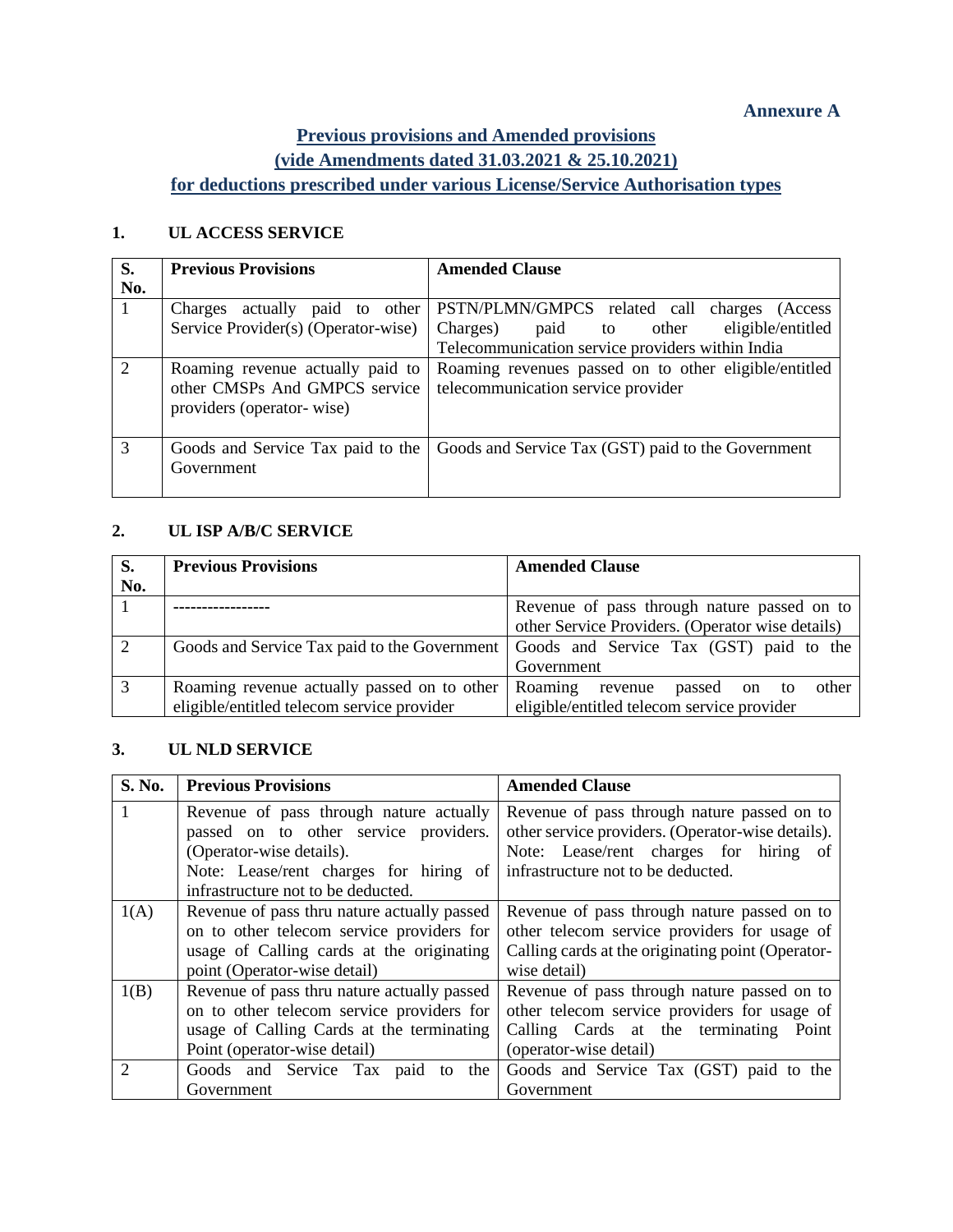**Annexure A**

## Previous provisions and Amended provisions (vide Amendments dated 31.03.2021 & 25.10.2021) for deductions prescribed under various License/Service Authorisation types

### 1. UL ACCESS SERVICE

| S. No. | Previous Provisions | Amended Clause |
|---|---|---|
| 1 | Charges actually paid to other Service Provider(s) (Operator-wise) | PSTN/PLMN/GMPCS related call charges (Access Charges) paid to other eligible/entitled Telecommunication service providers within India |
| 2 | Roaming revenue actually paid to other CMSPs And GMPCS service providers (operator- wise) | Roaming revenues passed on to other eligible/entitled telecommunication service provider |
| 3 | Goods and Service Tax paid to the Government | Goods and Service Tax (GST) paid to the Government |

### 2. UL ISP A/B/C SERVICE

| S. No. | Previous Provisions | Amended Clause |
|---|---|---|
| 1 | ---------------- | Revenue of pass through nature passed on to other Service Providers. (Operator wise details) |
| 2 | Goods and Service Tax paid to the Government | Goods and Service Tax (GST) paid to the Government |
| 3 | Roaming revenue actually passed on to other eligible/entitled telecom service provider | Roaming revenue passed on to other eligible/entitled telecom service provider |

### 3. UL NLD SERVICE

| S. No. | Previous Provisions | Amended Clause |
|---|---|---|
| 1 | Revenue of pass through nature actually passed on to other service providers. (Operator-wise details). Note: Lease/rent charges for hiring of infrastructure not to be deducted. | Revenue of pass through nature passed on to other service providers. (Operator-wise details). Note: Lease/rent charges for hiring of infrastructure not to be deducted. |
| 1(A) | Revenue of pass thru nature actually passed on to other telecom service providers for usage of Calling cards at the originating point (Operator-wise detail) | Revenue of pass through nature passed on to other telecom service providers for usage of Calling cards at the originating point (Operator-wise detail) |
| 1(B) | Revenue of pass thru nature actually passed on to other telecom service providers for usage of Calling Cards at the terminating Point (operator-wise detail) | Revenue of pass through nature passed on to other telecom service providers for usage of Calling Cards at the terminating Point (operator-wise detail) |
| 2 | Goods and Service Tax paid to the Government | Goods and Service Tax (GST) paid to the Government |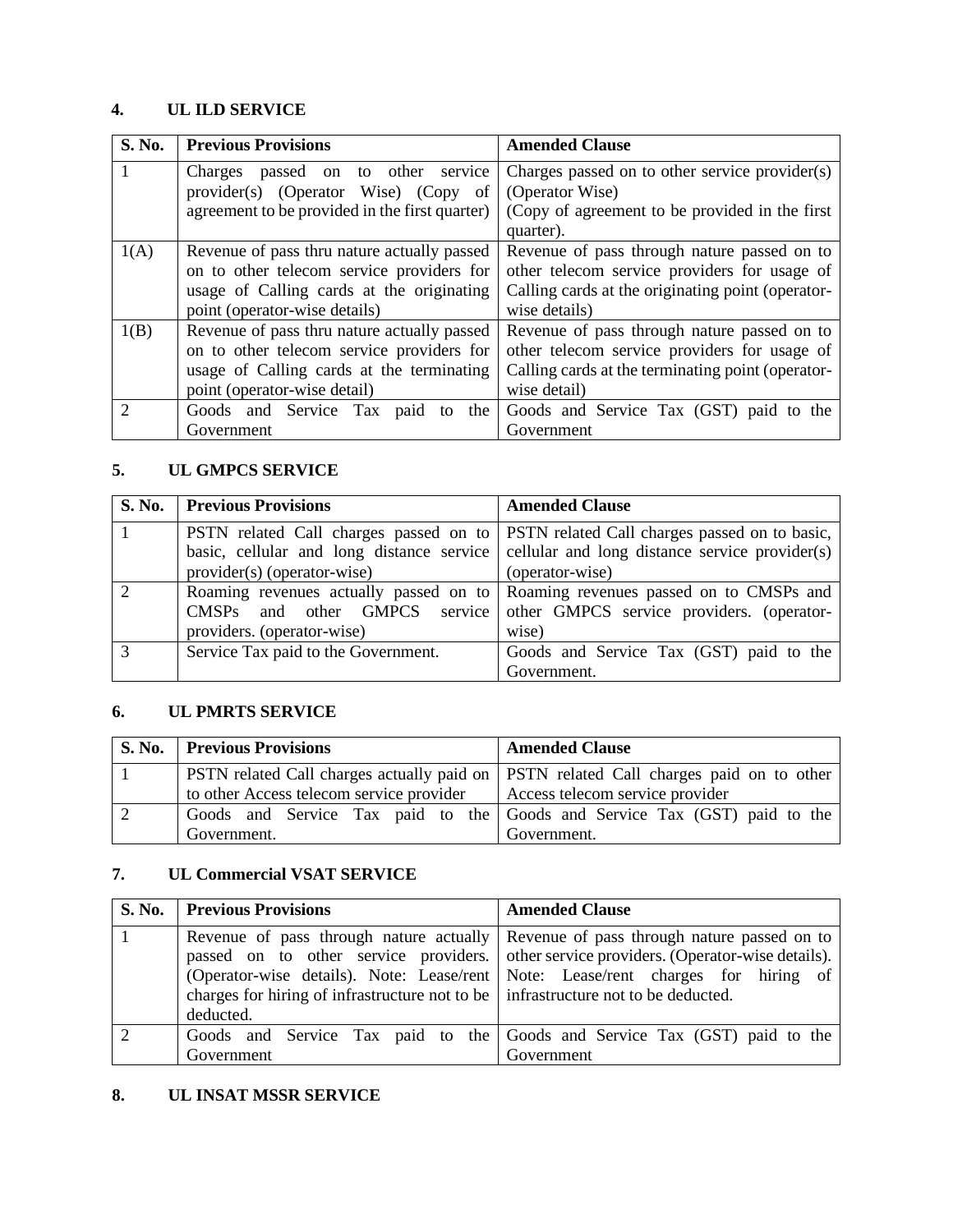## 4. UL ILD SERVICE

| S. No. | Previous Provisions | Amended Clause |
|---|---|---|
| 1 | Charges passed on to other service provider(s) (Operator Wise) (Copy of agreement to be provided in the first quarter) | Charges passed on to other service provider(s) (Operator Wise) (Copy of agreement to be provided in the first quarter). |
| 1(A) | Revenue of pass thru nature actually passed on to other telecom service providers for usage of Calling cards at the originating point (operator-wise details) | Revenue of pass through nature passed on to other telecom service providers for usage of Calling cards at the originating point (operator-wise details) |
| 1(B) | Revenue of pass thru nature actually passed on to other telecom service providers for usage of Calling cards at the terminating point (operator-wise detail) | Revenue of pass through nature passed on to other telecom service providers for usage of Calling cards at the terminating point (operator-wise detail) |
| 2 | Goods and Service Tax paid to the Government | Goods and Service Tax (GST) paid to the Government |

## 5. UL GMPCS SERVICE

| S. No. | Previous Provisions | Amended Clause |
|---|---|---|
| 1 | PSTN related Call charges passed on to basic, cellular and long distance service provider(s) (operator-wise) | PSTN related Call charges passed on to basic, cellular and long distance service provider(s) (operator-wise) |
| 2 | Roaming revenues actually passed on to CMSPs and other GMPCS service providers. (operator-wise) | Roaming revenues passed on to CMSPs and other GMPCS service providers. (operator-wise) |
| 3 | Service Tax paid to the Government. | Goods and Service Tax (GST) paid to the Government. |

## 6. UL PMRTS SERVICE

| S. No. | Previous Provisions | Amended Clause |
|---|---|---|
| 1 | PSTN related Call charges actually paid on to other Access telecom service provider | PSTN related Call charges paid on to other Access telecom service provider |
| 2 | Goods and Service Tax paid to the Government. | Goods and Service Tax (GST) paid to the Government. |

## 7. UL Commercial VSAT SERVICE

| S. No. | Previous Provisions | Amended Clause |
|---|---|---|
| 1 | Revenue of pass through nature actually passed on to other service providers. (Operator-wise details). Note: Lease/rent charges for hiring of infrastructure not to be deducted. | Revenue of pass through nature passed on to other service providers. (Operator-wise details). Note: Lease/rent charges for hiring of infrastructure not to be deducted. |
| 2 | Goods and Service Tax paid to the Government | Goods and Service Tax (GST) paid to the Government |

## 8. UL INSAT MSSR SERVICE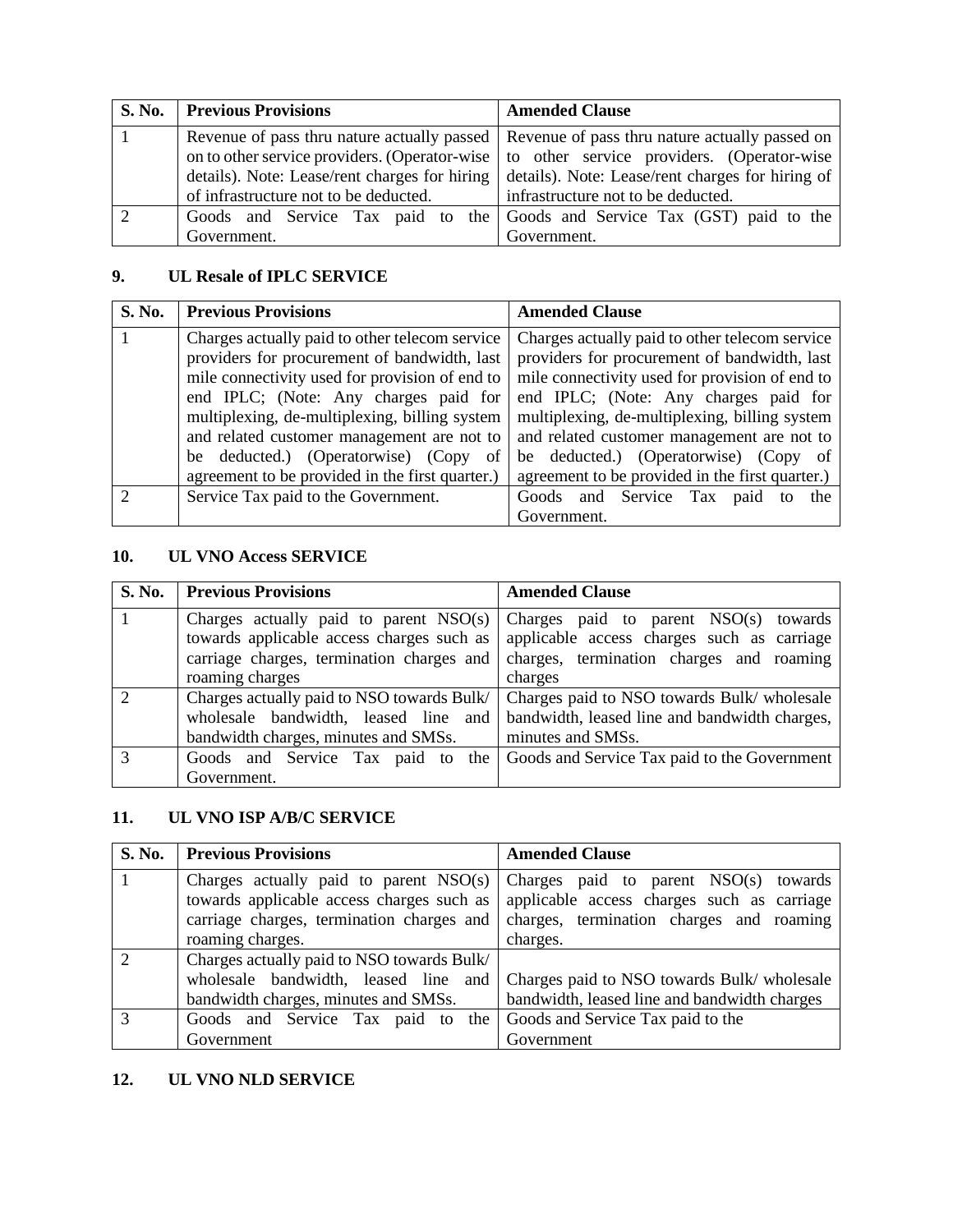| S. No. | Previous Provisions | Amended Clause |
|---|---|---|
| 1 | Revenue of pass thru nature actually passed on to other service providers. (Operator-wise details). Note: Lease/rent charges for hiring of infrastructure not to be deducted. | Revenue of pass thru nature actually passed on to other service providers. (Operator-wise details). Note: Lease/rent charges for hiring of infrastructure not to be deducted. |
| 2 | Goods and Service Tax paid to the Government. | Goods and Service Tax (GST) paid to the Government. |

## 9. UL Resale of IPLC SERVICE

| S. No. | Previous Provisions | Amended Clause |
|---|---|---|
| 1 | Charges actually paid to other telecom service providers for procurement of bandwidth, last mile connectivity used for provision of end to end IPLC; (Note: Any charges paid for multiplexing, de-multiplexing, billing system and related customer management are not to be deducted.) (Operatorwise) (Copy of agreement to be provided in the first quarter.) | Charges actually paid to other telecom service providers for procurement of bandwidth, last mile connectivity used for provision of end to end IPLC; (Note: Any charges paid for multiplexing, de-multiplexing, billing system and related customer management are not to be deducted.) (Operatorwise) (Copy of agreement to be provided in the first quarter.) |
| 2 | Service Tax paid to the Government. | Goods and Service Tax paid to the Government. |

## 10. UL VNO Access SERVICE

| S. No. | Previous Provisions | Amended Clause |
|---|---|---|
| 1 | Charges actually paid to parent NSO(s) towards applicable access charges such as carriage charges, termination charges and roaming charges | Charges paid to parent NSO(s) towards applicable access charges such as carriage charges, termination charges and roaming charges |
| 2 | Charges actually paid to NSO towards Bulk/ wholesale bandwidth, leased line and bandwidth charges, minutes and SMSs. | Charges paid to NSO towards Bulk/ wholesale bandwidth, leased line and bandwidth charges, minutes and SMSs. |
| 3 | Goods and Service Tax paid to the Government. | Goods and Service Tax paid to the Government |

## 11. UL VNO ISP A/B/C SERVICE

| S. No. | Previous Provisions | Amended Clause |
|---|---|---|
| 1 | Charges actually paid to parent NSO(s) towards applicable access charges such as carriage charges, termination charges and roaming charges. | Charges paid to parent NSO(s) towards applicable access charges such as carriage charges, termination charges and roaming charges. |
| 2 | Charges actually paid to NSO towards Bulk/ wholesale bandwidth, leased line and bandwidth charges, minutes and SMSs. | Charges paid to NSO towards Bulk/ wholesale bandwidth, leased line and bandwidth charges |
| 3 | Goods and Service Tax paid to the Government | Goods and Service Tax paid to the Government |

## 12. UL VNO NLD SERVICE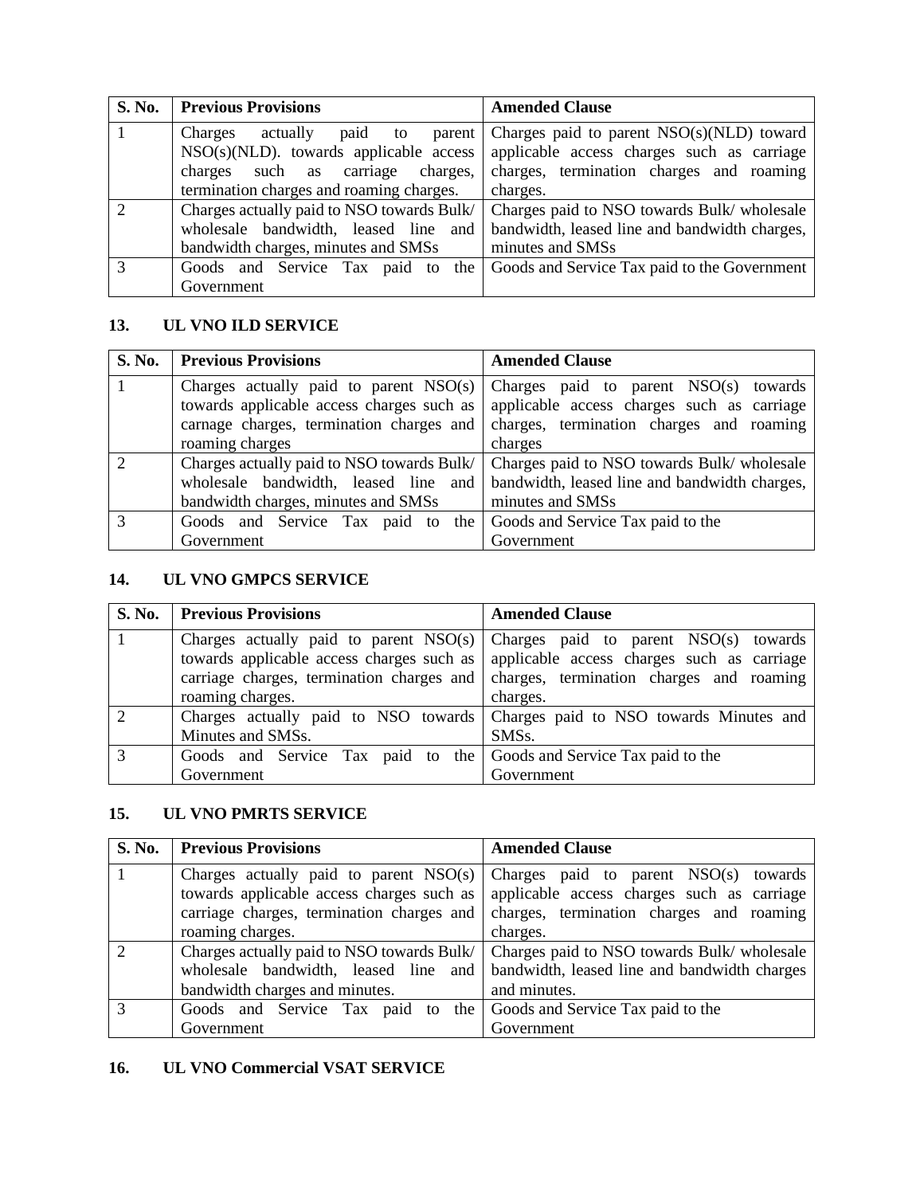| S. No. | Previous Provisions | Amended Clause |
|---|---|---|
| 1 | Charges actually paid to parent NSO(s)(NLD). towards applicable access charges such as carriage charges, termination charges and roaming charges. | Charges paid to parent NSO(s)(NLD) toward applicable access charges such as carriage charges, termination charges and roaming charges. |
| 2 | Charges actually paid to NSO towards Bulk/ wholesale bandwidth, leased line and bandwidth charges, minutes and SMSs | Charges paid to NSO towards Bulk/ wholesale bandwidth, leased line and bandwidth charges, minutes and SMSs |
| 3 | Goods and Service Tax paid to the Government | Goods and Service Tax paid to the Government |

**13. UL VNO ILD SERVICE**

| S. No. | Previous Provisions | Amended Clause |
|---|---|---|
| 1 | Charges actually paid to parent NSO(s) towards applicable access charges such as carnage charges, termination charges and roaming charges | Charges paid to parent NSO(s) towards applicable access charges such as carriage charges, termination charges and roaming charges |
| 2 | Charges actually paid to NSO towards Bulk/ wholesale bandwidth, leased line and bandwidth charges, minutes and SMSs | Charges paid to NSO towards Bulk/ wholesale bandwidth, leased line and bandwidth charges, minutes and SMSs |
| 3 | Goods and Service Tax paid to the Government | Goods and Service Tax paid to the Government |

**14. UL VNO GMPCS SERVICE**

| S. No. | Previous Provisions | Amended Clause |
|---|---|---|
| 1 | Charges actually paid to parent NSO(s) towards applicable access charges such as carriage charges, termination charges and roaming charges. | Charges paid to parent NSO(s) towards applicable access charges such as carriage charges, termination charges and roaming charges. |
| 2 | Charges actually paid to NSO towards Minutes and SMSs. | Charges paid to NSO towards Minutes and SMSs. |
| 3 | Goods and Service Tax paid to the Government | Goods and Service Tax paid to the Government |

**15. UL VNO PMRTS SERVICE**

| S. No. | Previous Provisions | Amended Clause |
|---|---|---|
| 1 | Charges actually paid to parent NSO(s) towards applicable access charges such as carriage charges, termination charges and roaming charges. | Charges paid to parent NSO(s) towards applicable access charges such as carriage charges, termination charges and roaming charges. |
| 2 | Charges actually paid to NSO towards Bulk/ wholesale bandwidth, leased line and bandwidth charges and minutes. | Charges paid to NSO towards Bulk/ wholesale bandwidth, leased line and bandwidth charges and minutes. |
| 3 | Goods and Service Tax paid to the Government | Goods and Service Tax paid to the Government |

**16. UL VNO Commercial VSAT SERVICE**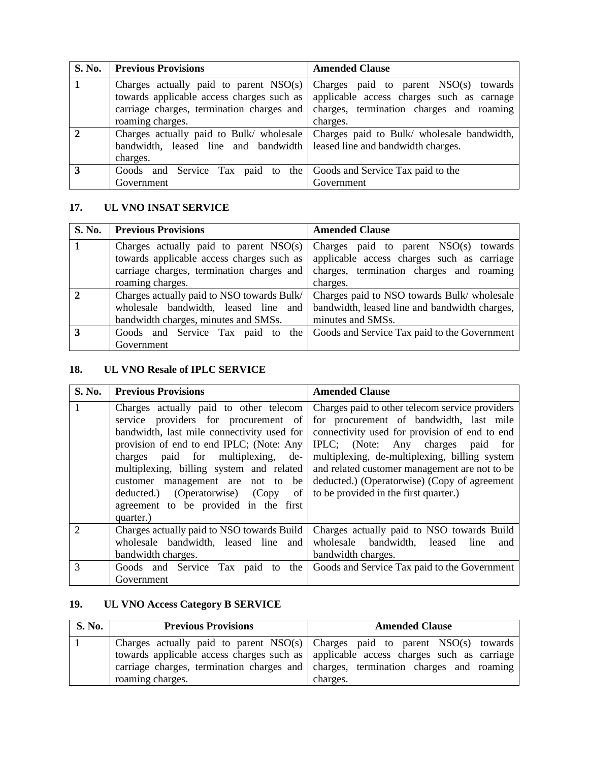| S. No. | Previous Provisions | Amended Clause |
|---|---|---|
| **1** | Charges actually paid to parent NSO(s) towards applicable access charges such as carriage charges, termination charges and roaming charges. | Charges paid to parent NSO(s) towards applicable access charges such as carnage charges, termination charges and roaming charges. |
| **2** | Charges actually paid to Bulk/ wholesale bandwidth, leased line and bandwidth charges. | Charges paid to Bulk/ wholesale bandwidth, leased line and bandwidth charges. |
| **3** | Goods and Service Tax paid to the Government | Goods and Service Tax paid to the Government |

## 17. UL VNO INSAT SERVICE

| S. No. | Previous Provisions | Amended Clause |
|---|---|---|
| **1** | Charges actually paid to parent NSO(s) towards applicable access charges such as carriage charges, termination charges and roaming charges. | Charges paid to parent NSO(s) towards applicable access charges such as carriage charges, termination charges and roaming charges. |
| **2** | Charges actually paid to NSO towards Bulk/ wholesale bandwidth, leased line and bandwidth charges, minutes and SMSs. | Charges paid to NSO towards Bulk/ wholesale bandwidth, leased line and bandwidth charges, minutes and SMSs. |
| **3** | Goods and Service Tax paid to the Government | Goods and Service Tax paid to the Government |

## 18. UL VNO Resale of IPLC SERVICE

| S. No. | Previous Provisions | Amended Clause |
|---|---|---|
| 1 | Charges actually paid to other telecom service providers for procurement of bandwidth, last mile connectivity used for provision of end to end IPLC; (Note: Any charges paid for multiplexing, de-multiplexing, billing system and related customer management are not to be deducted.) (Operatorwise) (Copy of agreement to be provided in the first quarter.) | Charges paid to other telecom service providers for procurement of bandwidth, last mile connectivity used for provision of end to end IPLC; (Note: Any charges paid for multiplexing, de-multiplexing, billing system and related customer management are not to be deducted.) (Operatorwise) (Copy of agreement to be provided in the first quarter.) |
| 2 | Charges actually paid to NSO towards Build wholesale bandwidth, leased line and bandwidth charges. | Charges actually paid to NSO towards Build wholesale bandwidth, leased line and bandwidth charges. |
| 3 | Goods and Service Tax paid to the Government | Goods and Service Tax paid to the Government |

## 19. UL VNO Access Category B SERVICE

| S. No. | Previous Provisions | Amended Clause |
|---|---|---|
| 1 | Charges actually paid to parent NSO(s) towards applicable access charges such as carriage charges, termination charges and roaming charges. | Charges paid to parent NSO(s) towards applicable access charges such as carriage charges, termination charges and roaming charges. |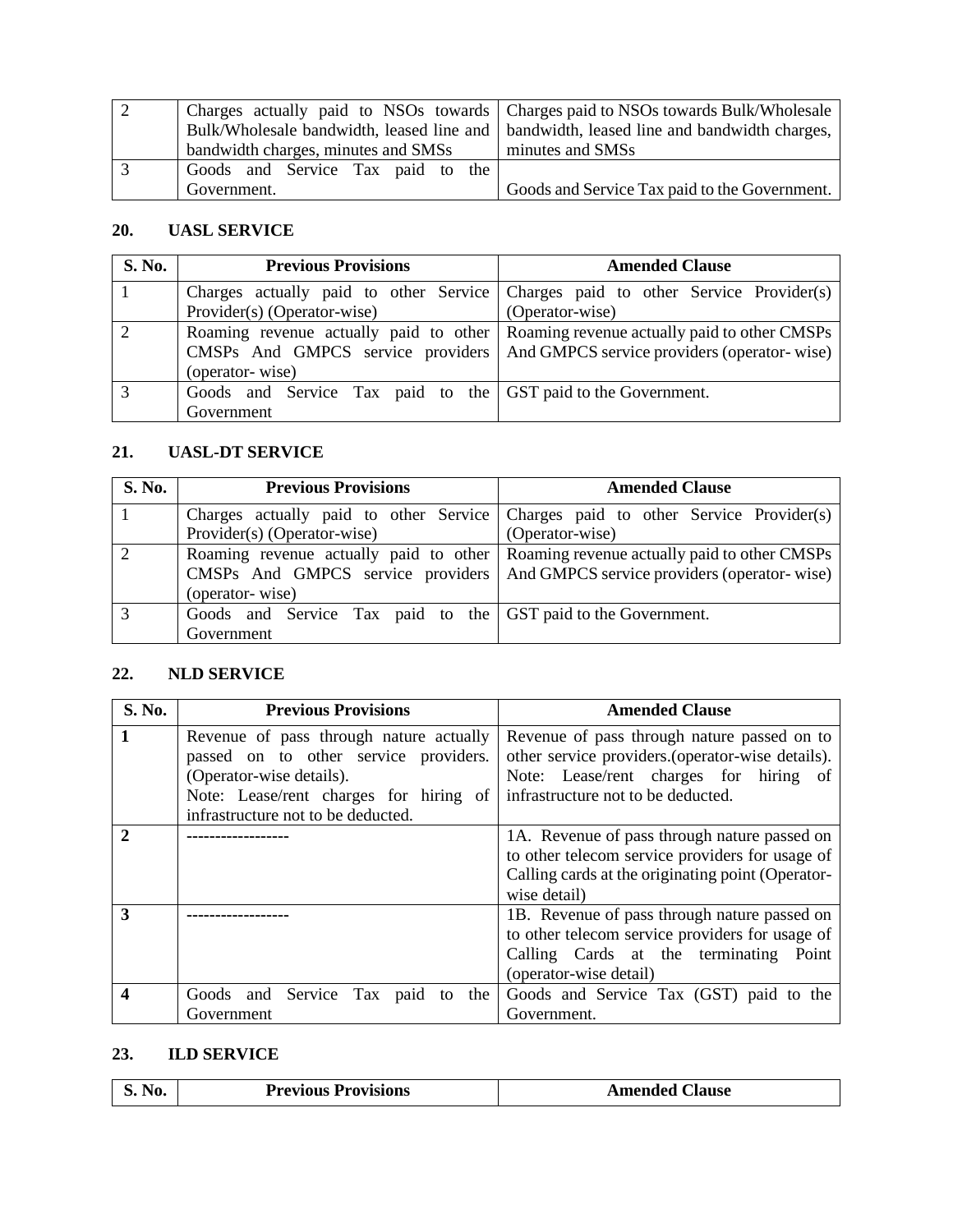| | | |
|---|---|---|
| 2 | Charges actually paid to NSOs towards Bulk/Wholesale bandwidth, leased line and bandwidth charges, minutes and SMSs | Charges paid to NSOs towards Bulk/Wholesale bandwidth, leased line and bandwidth charges, minutes and SMSs |
| 3 | Goods and Service Tax paid to the Government. | Goods and Service Tax paid to the Government. |

## 20. UASL SERVICE

| S. No. | Previous Provisions | Amended Clause |
|---|---|---|
| 1 | Charges actually paid to other Service Provider(s) (Operator-wise) | Charges paid to other Service Provider(s) (Operator-wise) |
| 2 | Roaming revenue actually paid to other CMSPs And GMPCS service providers (operator- wise) | Roaming revenue actually paid to other CMSPs And GMPCS service providers (operator- wise) |
| 3 | Goods and Service Tax paid to the Government | GST paid to the Government. |

## 21. UASL-DT SERVICE

| S. No. | Previous Provisions | Amended Clause |
|---|---|---|
| 1 | Charges actually paid to other Service Provider(s) (Operator-wise) | Charges paid to other Service Provider(s) (Operator-wise) |
| 2 | Roaming revenue actually paid to other CMSPs And GMPCS service providers (operator- wise) | Roaming revenue actually paid to other CMSPs And GMPCS service providers (operator- wise) |
| 3 | Goods and Service Tax paid to the Government | GST paid to the Government. |

## 22. NLD SERVICE

| S. No. | Previous Provisions | Amended Clause |
|---|---|---|
| **1** | Revenue of pass through nature actually passed on to other service providers. (Operator-wise details).<br>Note: Lease/rent charges for hiring of infrastructure not to be deducted. | Revenue of pass through nature passed on to other service providers.(operator-wise details).<br>Note: Lease/rent charges for hiring of infrastructure not to be deducted. |
| **2** | ------------------ | 1A. Revenue of pass through nature passed on to other telecom service providers for usage of Calling cards at the originating point (Operator-wise detail) |
| **3** | ------------------ | 1B. Revenue of pass through nature passed on to other telecom service providers for usage of Calling Cards at the terminating Point (operator-wise detail) |
| **4** | Goods and Service Tax paid to the Government | Goods and Service Tax (GST) paid to the Government. |

## 23. ILD SERVICE

| S. No. | Previous Provisions | Amended Clause |
|---|---|---|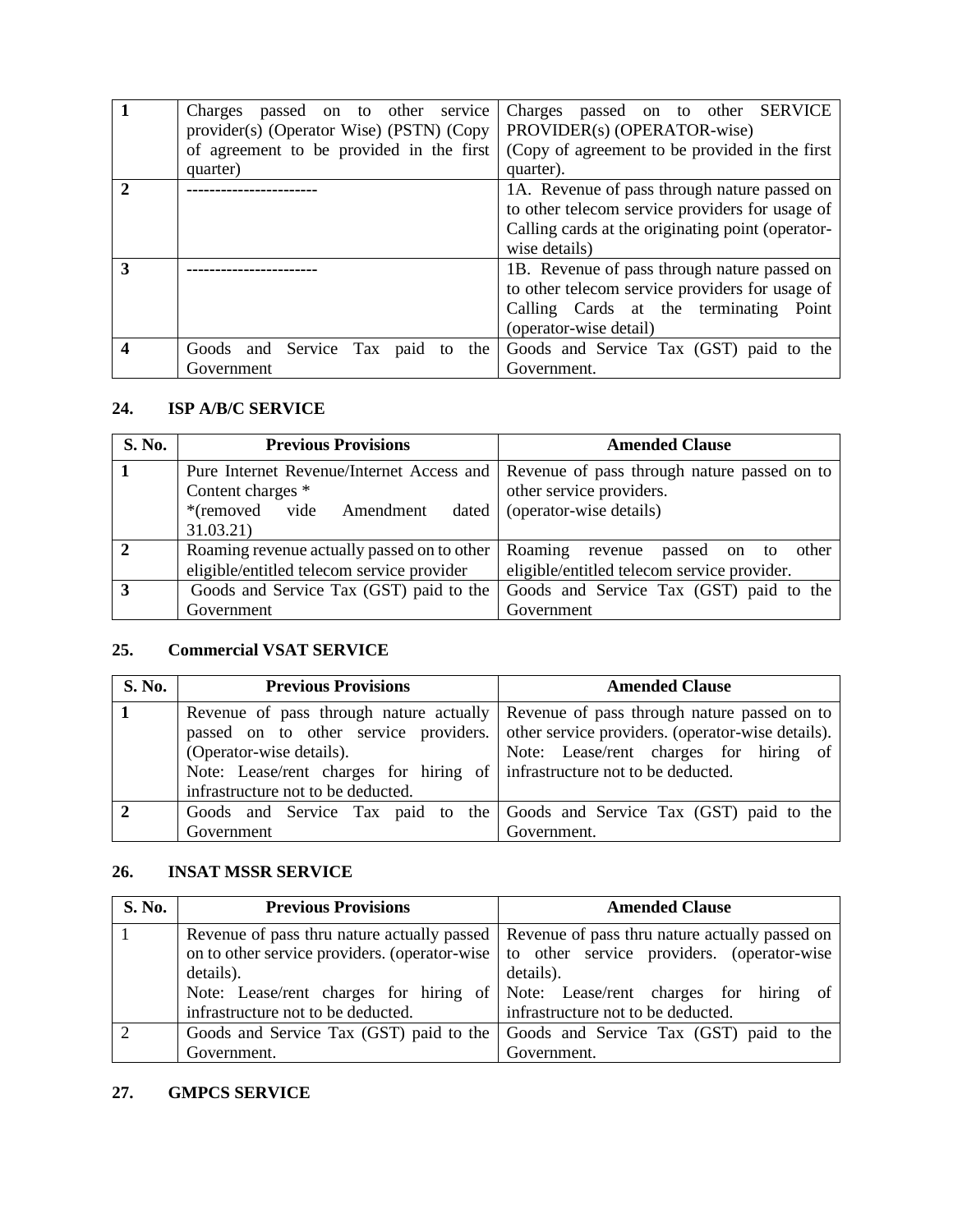| | | |
|---|---|---|
| **1** | Charges passed on to other service provider(s) (Operator Wise) (PSTN) (Copy of agreement to be provided in the first quarter) | Charges passed on to other SERVICE PROVIDER(s) (OPERATOR-wise) (Copy of agreement to be provided in the first quarter). |
| **2** | ---------------------- | 1A. Revenue of pass through nature passed on to other telecom service providers for usage of Calling cards at the originating point (operator-wise details) |
| **3** | ---------------------- | 1B. Revenue of pass through nature passed on to other telecom service providers for usage of Calling Cards at the terminating Point (operator-wise detail) |
| **4** | Goods and Service Tax paid to the Government | Goods and Service Tax (GST) paid to the Government. |

**24. ISP A/B/C SERVICE**

| S. No. | Previous Provisions | Amended Clause |
|---|---|---|
| **1** | Pure Internet Revenue/Internet Access and Content charges * *(removed vide Amendment dated 31.03.21) | Revenue of pass through nature passed on to other service providers. (operator-wise details) |
| **2** | Roaming revenue actually passed on to other eligible/entitled telecom service provider | Roaming revenue passed on to other eligible/entitled telecom service provider. |
| **3** | Goods and Service Tax (GST) paid to the Government | Goods and Service Tax (GST) paid to the Government |

**25. Commercial VSAT SERVICE**

| S. No. | Previous Provisions | Amended Clause |
|---|---|---|
| **1** | Revenue of pass through nature actually passed on to other service providers. (Operator-wise details). Note: Lease/rent charges for hiring of infrastructure not to be deducted. | Revenue of pass through nature passed on to other service providers. (operator-wise details). Note: Lease/rent charges for hiring of infrastructure not to be deducted. |
| **2** | Goods and Service Tax paid to the Government | Goods and Service Tax (GST) paid to the Government. |

**26. INSAT MSSR SERVICE**

| S. No. | Previous Provisions | Amended Clause |
|---|---|---|
| 1 | Revenue of pass thru nature actually passed on to other service providers. (operator-wise details). Note: Lease/rent charges for hiring of infrastructure not to be deducted. | Revenue of pass thru nature actually passed on to other service providers. (operator-wise details). Note: Lease/rent charges for hiring of infrastructure not to be deducted. |
| 2 | Goods and Service Tax (GST) paid to the Government. | Goods and Service Tax (GST) paid to the Government. |

**27. GMPCS SERVICE**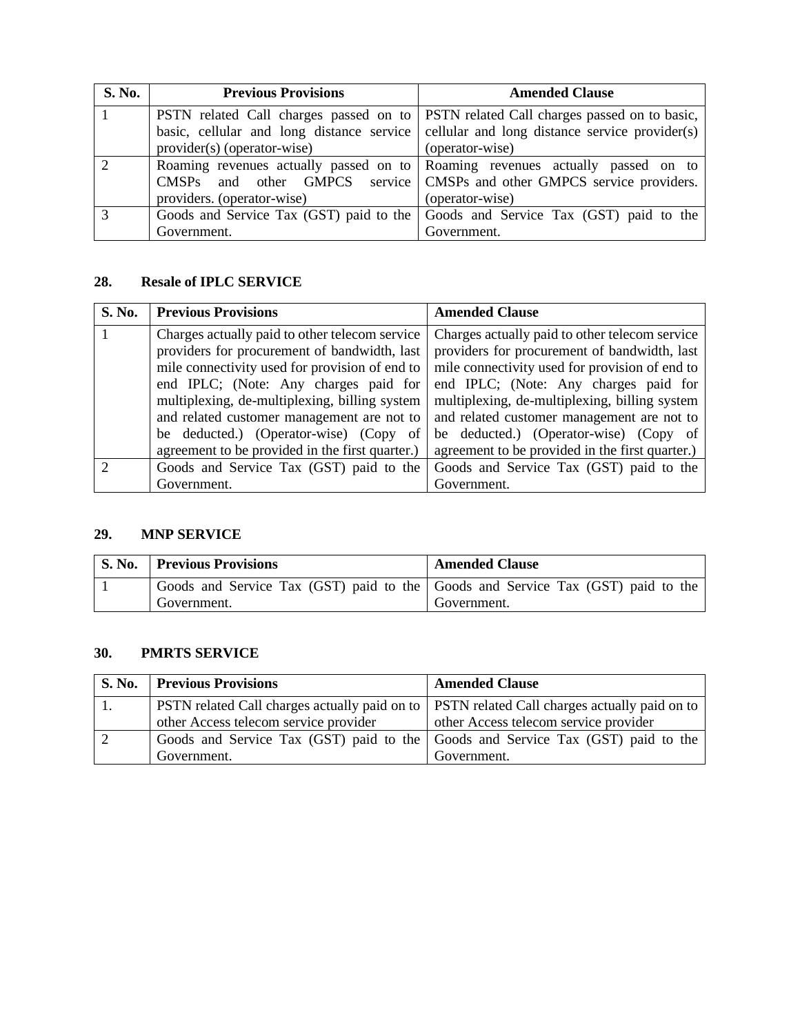| S. No. | Previous Provisions | Amended Clause |
|---|---|---|
| 1 | PSTN related Call charges passed on to basic, cellular and long distance service provider(s) (operator-wise) | PSTN related Call charges passed on to basic, cellular and long distance service provider(s) (operator-wise) |
| 2 | Roaming revenues actually passed on to CMSPs and other GMPCS service providers. (operator-wise) | Roaming revenues actually passed on to CMSPs and other GMPCS service providers. (operator-wise) |
| 3 | Goods and Service Tax (GST) paid to the Government. | Goods and Service Tax (GST) paid to the Government. |

### 28. Resale of IPLC SERVICE

| S. No. | Previous Provisions | Amended Clause |
|---|---|---|
| 1 | Charges actually paid to other telecom service providers for procurement of bandwidth, last mile connectivity used for provision of end to end IPLC; (Note: Any charges paid for multiplexing, de-multiplexing, billing system and related customer management are not to be deducted.) (Operator-wise) (Copy of agreement to be provided in the first quarter.) | Charges actually paid to other telecom service providers for procurement of bandwidth, last mile connectivity used for provision of end to end IPLC; (Note: Any charges paid for multiplexing, de-multiplexing, billing system and related customer management are not to be deducted.) (Operator-wise) (Copy of agreement to be provided in the first quarter.) |
| 2 | Goods and Service Tax (GST) paid to the Government. | Goods and Service Tax (GST) paid to the Government. |

### 29. MNP SERVICE

| S. No. | Previous Provisions | Amended Clause |
|---|---|---|
| 1 | Goods and Service Tax (GST) paid to the Government. | Goods and Service Tax (GST) paid to the Government. |

### 30. PMRTS SERVICE

| S. No. | Previous Provisions | Amended Clause |
|---|---|---|
| 1. | PSTN related Call charges actually paid on to other Access telecom service provider | PSTN related Call charges actually paid on to other Access telecom service provider |
| 2 | Goods and Service Tax (GST) paid to the Government. | Goods and Service Tax (GST) paid to the Government. |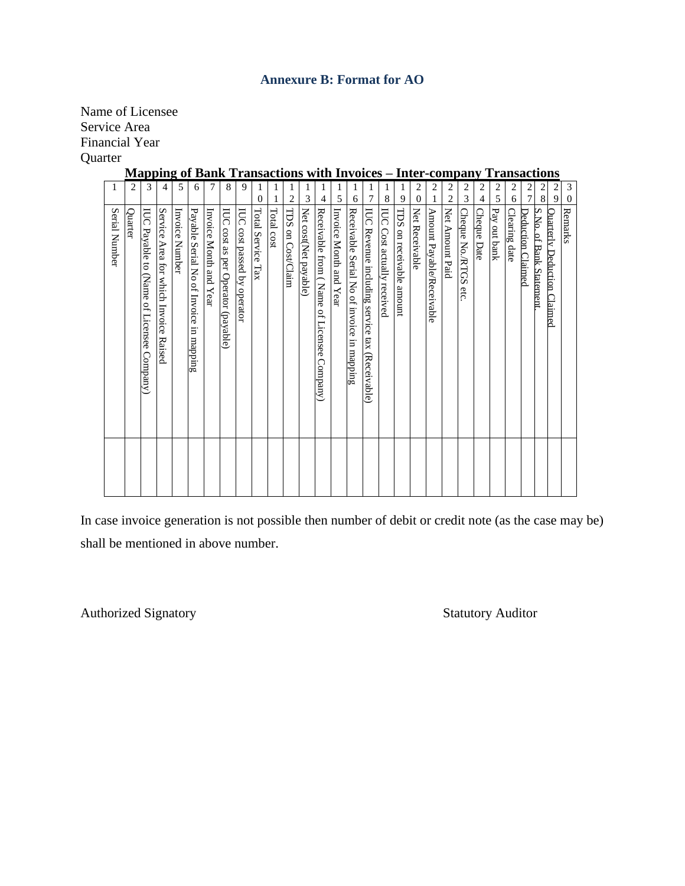### Annexure B: Format for AO

Name of Licensee
Service Area
Financial Year
Quarter

**Mapping of Bank Transactions with Invoices – Inter-company Transactions**

| 1 | 2 | 3 | 4 | 5 | 6 | 7 | 8 | 9 | 10 | 11 | 12 | 13 | 14 | 15 | 16 | 17 | 18 | 19 | 20 | 21 | 22 | 23 | 24 | 25 | 26 | 27 | 28 | 29 | 30 |
|---|---|---|---|---|---|---|---|---|---|---|---|---|---|---|---|---|---|---|---|---|---|---|---|---|---|---|---|---|---|
| Serial Number | Quarter | IUC Payable to (Name of Licensee Company) | Service Area for which Invoice Raised | Invoice Number | Payable Serial No of Invoice in mapping | Invoice Month and Year | IUC cost as per Operator (payable) | IUC cost passed by operator | Total Service Tax | Total cost | TDS on Cost/Claim | Net cost(Net payable) | Receivable from ( Name of Licensee Company) | Invoice Month and Year | Receivable Serial No of invoice in mapping | IUC Revenue including service tax (Receivable) | IUC Cost actually received | TDS on receivable amount | Net Receivable | Amount Payable/Receivable | Net Amount Paid | Cheque No./RTGS etc. | Cheque Date | Pay out bank | Clearing date | Deduction Claimed | S.No. of Bank Statement. | Quarterly Deduction Claimed | Remarks |
| | | | | | | | | | | | | | | | | | | | | | | | | | | | | | |

In case invoice generation is not possible then number of debit or credit note (as the case may be) shall be mentioned in above number.

Authorized Signatory                                                                 Statutory Auditor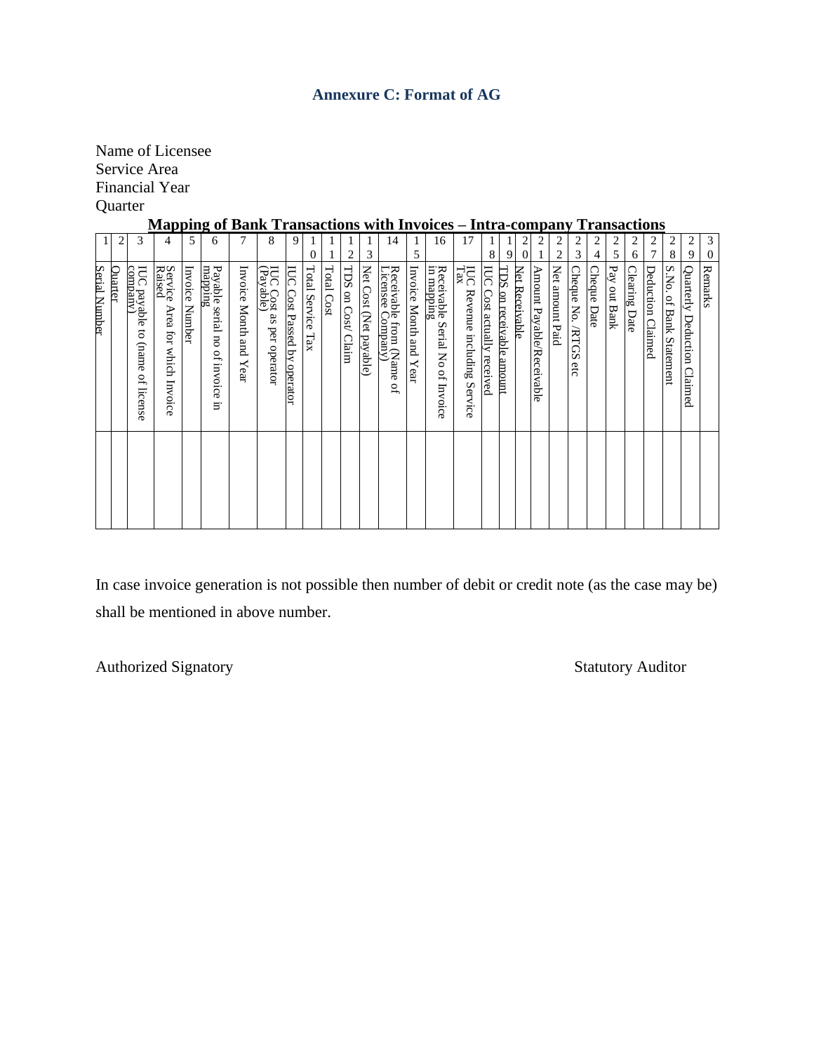## Annexure C: Format of AG

Name of Licensee
Service Area
Financial Year
Quarter

**Mapping of Bank Transactions with Invoices – Intra-company Transactions**

| 1 | 2 | 3 | 4 | 5 | 6 | 7 | 8 | 9 | 10 | 11 | 12 | 13 | 14 | 15 | 16 | 17 | 18 | 19 | 20 | 21 | 22 | 23 | 24 | 25 | 26 | 27 | 28 | 29 | 30 |
|---|---|---|---|---|---|---|---|---|---|---|---|---|---|---|---|---|---|---|---|---|---|---|---|---|---|---|---|---|---|
| Serial Number | Quarter | IUC payable to (name of license company) | Service Area for which Invoice Raised | Invoice Number | Payable serial no of invoice in mapping | Invoice Month and Year | IUC Cost as per operator (Payable) | IUC Cost Passed by operator | Total Service Tax | Total Cost | TDS on Cost/ Claim | Net Cost (Net payable) | Receivable from (Name of Licensee Company) | Invoice Month and Year | Receivable Serial No of Invoice in mapping | IUC Revenue including Service Tax | IUC Cost actually received | TDS on receivable amount | Net Receivable | Amount Payable/Receivable | Net amount Paid | Cheque No. /RTGS etc | Cheque Date | Pay out Bank | Clearing Date | Deduction Claimed | S.No. of Bank Statement | Quarterly Deduction Claimed | Remarks |
| | | | | | | | | | | | | | | | | | | | | | | | | | | | | | |

In case invoice generation is not possible then number of debit or credit note (as the case may be) shall be mentioned in above number.

Authorized Signatory                                                                 Statutory Auditor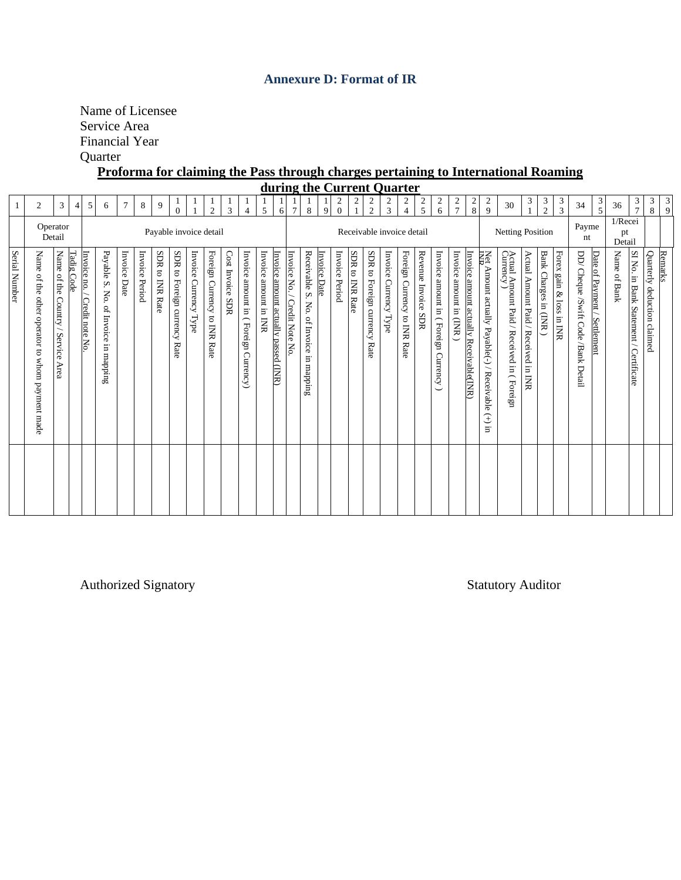## Annexure D: Format of IR

Name of Licensee
Service Area
Financial Year
Quarter

**Proforma for claiming the Pass through charges pertaining to International Roaming during the Current Quarter**

| 1 | 2 | 3 | 4 | 5 | 6 | 7 | 8 | 9 | 10 | 11 | 12 | 13 | 14 | 15 | 16 | 17 | 18 | 19 | 20 | 21 | 22 | 23 | 24 | 25 | 26 | 27 | 28 | 29 | 30 | 31 | 32 | 33 | 34 | 35 | 36 | 37 | 38 | 39 |
|---|---|---|---|---|---|---|---|---|---|---|---|---|---|---|---|---|---|---|---|---|---|---|---|---|---|---|---|---|---|---|---|---|---|---|---|---|---|---|
| | Operator Detail | | | Payable invoice detail | | | | | | | | | | | | Receivable invoice detail | | | | | | | | | | | | Netting Position | | | | | Payment | | 1/Receipt Detail | | | |
| Serial Number | Name of the other operator to whom payment made | Name of the Country / Service Area | Tadig Code | Invoice no. / Credit note No. | Payable S. No. of Invoice in mapping | Invoice Date | Invoice Period | SDR to INR Rate | SDR to Foreign currency Rate | Invoice Currency Type | Foreign Currency to INR Rate | Cost Invoice SDR | Invoice amount in ( Foreign Currency) | Invoice amount in INR | Invoice amount actually passed (INR) | Invoice No. / Credit Note No. | Receivable S. No. of Invoice in mapping | Invoice Date | Invoice Period | SDR to INR Rate | SDR to Foreign currency Rate | Invoice Currency Type | Foreign Currency to INR Rate | Revenue Invoice SDR | Invoice amount in ( Foreign Currency ) | Invoice amount in (INR ) | Invoice amount actually Receivable(INR) | Net Amount actually Payable(-) / Receivable (+) in INR | Actual Amount Paid / Received in ( Foreign Currency ) | Actual Amount Paid / Received in INR | Bank Charges in (INR ) | Forex gain & loss in INR | DD/ Cheque /Swift Code /Bank Detail | Date of Payment / Settlement | Name of Bank | Sl No. in Bank Statement / Certificate | Quarterly deduction claimed | Remarks |
| | | | | | | | | | | | | | | | | | | | | | | | | | | | | | | | | | | | | | | |

Authorized Signatory

Statutory Auditor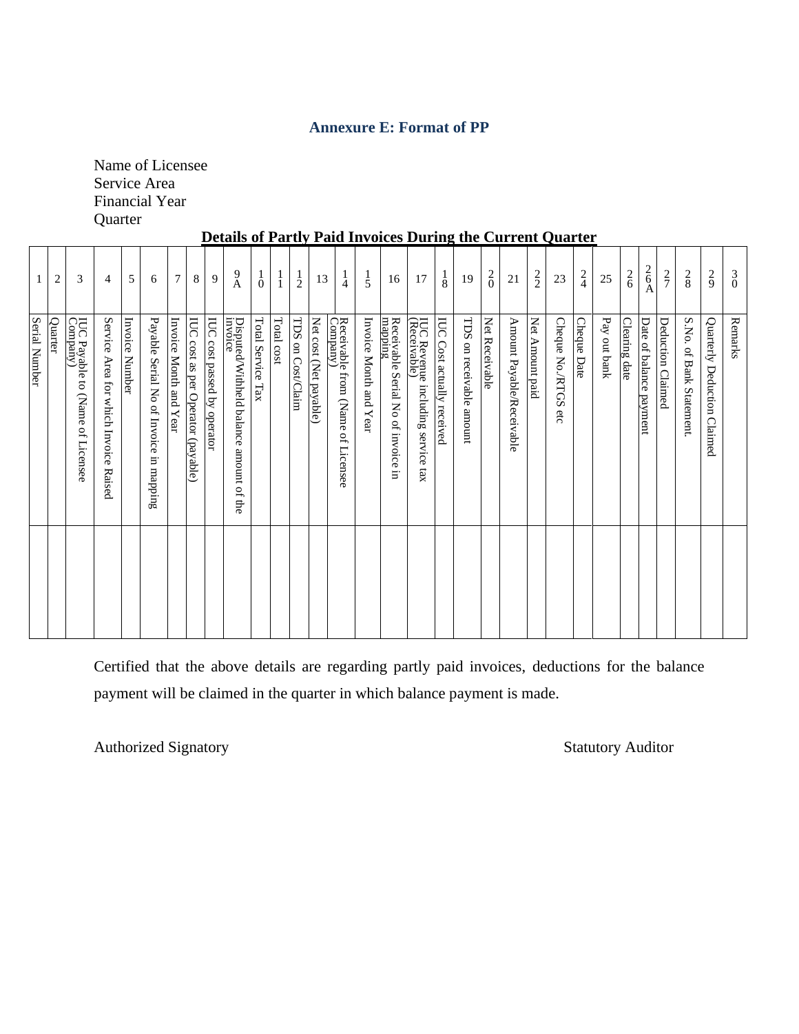## Annexure E: Format of PP

Name of Licensee
Service Area
Financial Year
Quarter

**Details of Partly Paid Invoices During the Current Quarter**

| 1 | 2 | 3 | 4 | 5 | 6 | 7 | 8 | 9 | 9A | 10 | 11 | 12 | 13 | 14 | 15 | 16 | 17 | 18 | 19 | 20 | 21 | 22 | 23 | 24 | 25 | 26 | 26A | 27 | 28 | 29 | 30 |
|---|---|---|---|---|---|---|---|---|---|---|---|---|---|---|---|---|---|---|---|---|---|---|---|---|---|---|---|---|---|---|---|
| Serial Number | Quarter | IUC Payable to (Name of Licensee Company) | Service Area for which Invoice Raised | Invoice Number | Payable Serial No of Invoice in mapping | Invoice Month and Year | IUC cost as per Operator (payable) | IUC cost passed by operator | Disputed/Withheld balance amount of the invoice | Total Service Tax | Total cost | TDS on Cost/Claim | Net cost (Net payable) | Receivable from (Name of Licensee Company) | Invoice Month and Year | Receivable Serial No of invoice in mapping | IUC Revenue including service tax (Receivable) | IUC Cost actually received | TDS on receivable amount | Net Receivable | Amount Payable/Receivable | Net Amount paid | Cheque No./RTGS etc | Cheque Date | Pay out bank | Clearing date | Date of balance payment | Deduction Claimed | S.No. of Bank Statement. | Quarterly Deduction Claimed | Remarks |
| | | | | | | | | | | | | | | | | | | | | | | | | | | | | | | | |

Certified that the above details are regarding partly paid invoices, deductions for the balance payment will be claimed in the quarter in which balance payment is made.

Authorized Signatory                                                                 Statutory Auditor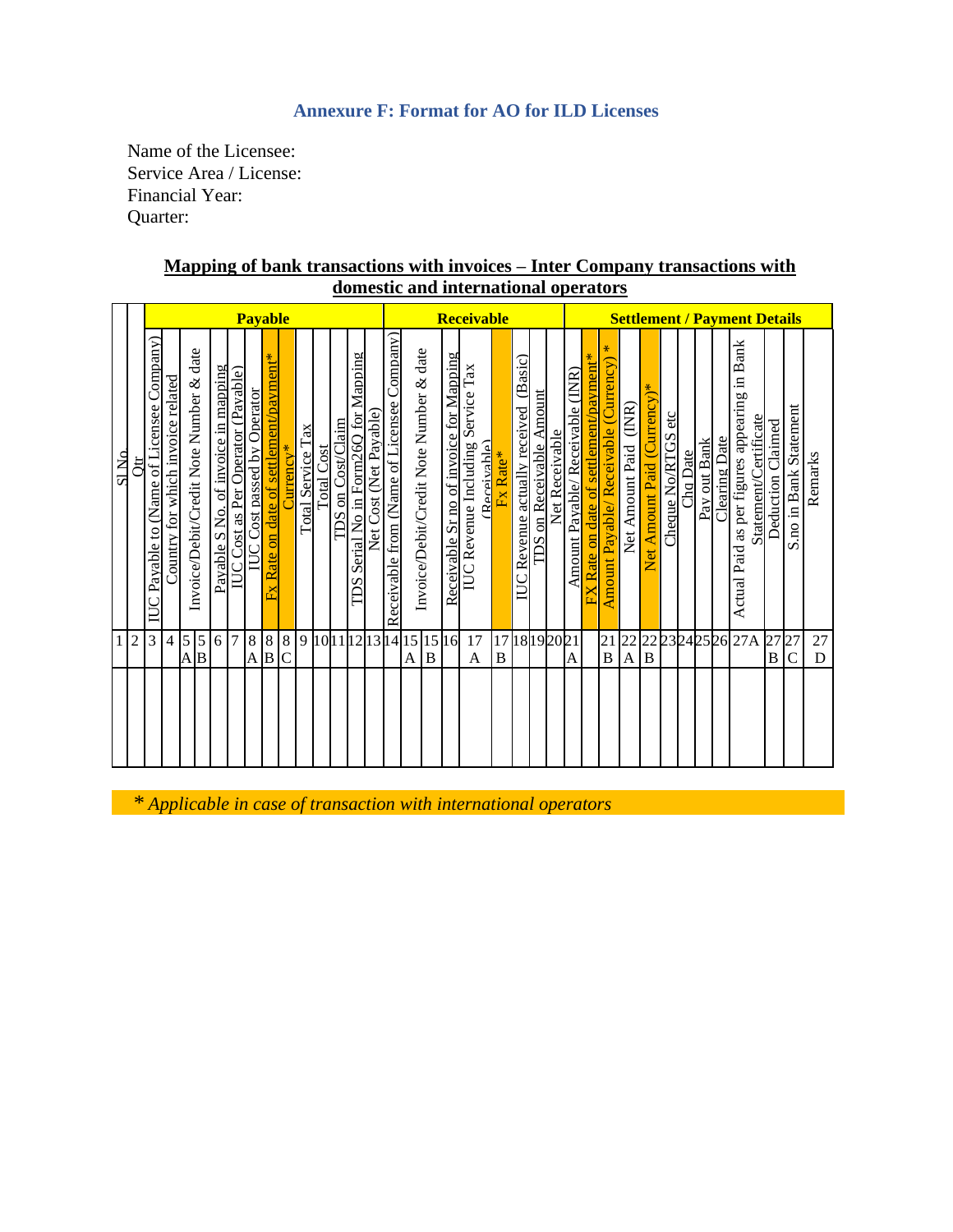## Annexure F: Format for AO for ILD Licenses

Name of the Licensee:
Service Area / License:
Financial Year:
Quarter:

**Mapping of bank transactions with invoices – Inter Company transactions with domestic and international operators**

| | | Payable | | | | | | | | | | | | | | Receivable | | | | | | | | | Settlement / Payment Details | | | | | | | | | | | | |
|---|---|---|---|---|---|---|---|---|---|---|---|---|---|---|---|---|---|---|---|---|---|---|---|---|---|---|---|---|---|---|---|---|---|---|---|---|---|
| Sl No | Qtr | IUC Payable to (Name of Licensee Company) | Country for which invoice related | Invoice/Debit/Credit Note Number & date | | Payable S No. of invoice in mapping | IUC Cost as Per Operator (Payable) | IUC Cost passed by Operator | Fx Rate on date of settlement/payment* | Currency* | Total Service Tax | Total Cost | TDS on Cost/Claim | TDS Serial No in Form26Q for Mapping | Net Cost (Net Payable) | Receivable from (Name of Licensee Company) | Invoice/Debit/Credit Note Number & date | | Receivable Sr no of invoice for Mapping | IUC Revenue Including Service Tax (Receivable) | Fx Rate* | IUC Revenue actually received (Basic) | TDS on Receivable Amount | Net Receivable | Amount Payable/ Receivable (INR) | FX Rate on date of settlement/payment* | Amount Payable/ Receivable (Currency) * | Net Amount Paid (INR) | Net Amount Paid (Currency)* | Cheque No/RTGS etc | Chq Date | Pay out Bank | Clearing Date | Actual Paid as per figures appearing in Bank Statement/Certificate | Deduction Claimed | S.no in Bank Statement | Remarks |
| 1 | 2 | 3 | 4 | 5A | 5B | 6 | 7 | 8A | 8B | 8C | 9 | 10 | 11 | 12 | 13 | 14 | 15A | 15B | 16 | 17A | 17B | 18 | 19 | 20 | 21A | | 21B | 22A | 22B | 23 | 24 | 25 | 26 | 27A | 27B | 27C | 27D |
| | | | | | | | | | | | | | | | | | | | | | | | | | | | | | | | | | | | | | |

*\* Applicable in case of transaction with international operators*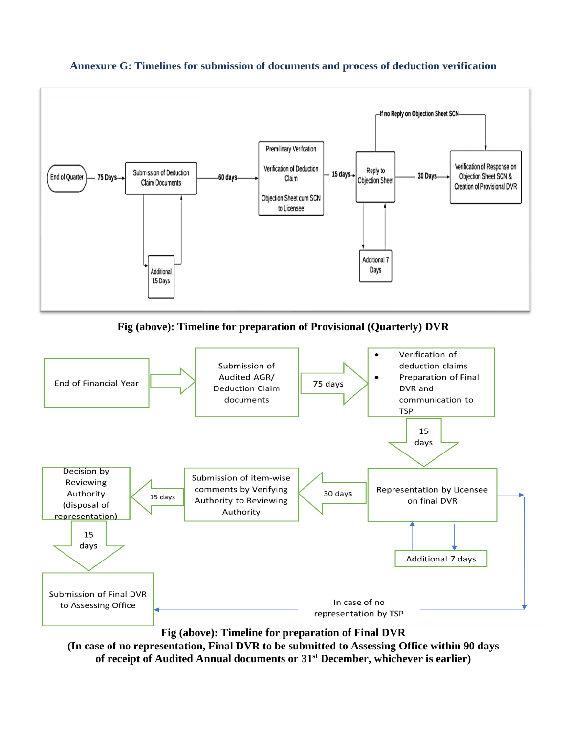## Annexure G: Timelines for submission of documents and process of deduction verification

End of Quarter — 75 Days → Submission of Deduction Claim Documents — 60 days → Premilinary Verifcation; Verification of Deduction Claim; Objection Sheet cum SCN to Licensee — 15 days → Reply to Objection Sheet — 30 Days → Verification of Response on Objection Sheet SCN & Creation of Provisional DVR

Additional 15 Days

Additional 7 Days

If no Reply on Objection Sheet SCN

**Fig (above): Timeline for preparation of Provisional (Quarterly) DVR**

End of Financial Year → Submission of Audited AGR/ Deduction Claim documents → 75 days →

- Verification of deduction claims
- Preparation of Final DVR and communication to TSP

→ 15 days → Representation by Licensee on final DVR → 30 days → Submission of item-wise comments by Verifying Authority to Reviewing Authority → 15 days → Decision by Reviewing Authority (disposal of representation) → 15 days → Submission of Final DVR to Assessing Office

Additional 7 days

In case of no representation by TSP

**Fig (above): Timeline for preparation of Final DVR**
**(In case of no representation, Final DVR to be submitted to Assessing Office within 90 days of receipt of Audited Annual documents or 31st December, whichever is earlier)**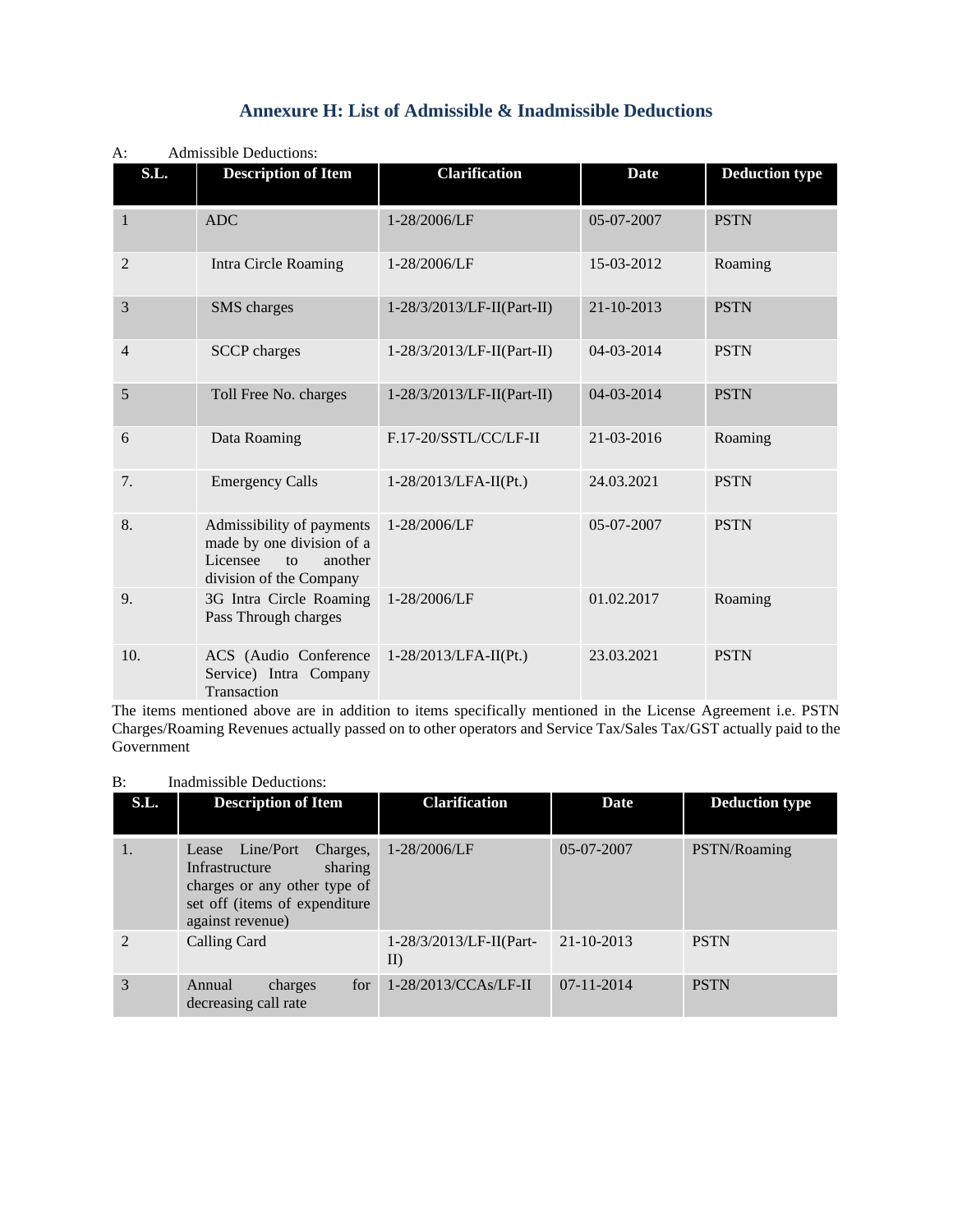# Annexure H: List of Admissible & Inadmissible Deductions

A: Admissible Deductions:

| S.L. | Description of Item | Clarification | Date | Deduction type |
|---|---|---|---|---|
| 1 | ADC | 1-28/2006/LF | 05-07-2007 | PSTN |
| 2 | Intra Circle Roaming | 1-28/2006/LF | 15-03-2012 | Roaming |
| 3 | SMS charges | 1-28/3/2013/LF-II(Part-II) | 21-10-2013 | PSTN |
| 4 | SCCP charges | 1-28/3/2013/LF-II(Part-II) | 04-03-2014 | PSTN |
| 5 | Toll Free No. charges | 1-28/3/2013/LF-II(Part-II) | 04-03-2014 | PSTN |
| 6 | Data Roaming | F.17-20/SSTL/CC/LF-II | 21-03-2016 | Roaming |
| 7. | Emergency Calls | 1-28/2013/LFA-II(Pt.) | 24.03.2021 | PSTN |
| 8. | Admissibility of payments made by one division of a Licensee to another division of the Company | 1-28/2006/LF | 05-07-2007 | PSTN |
| 9. | 3G Intra Circle Roaming Pass Through charges | 1-28/2006/LF | 01.02.2017 | Roaming |
| 10. | ACS (Audio Conference Service) Intra Company Transaction | 1-28/2013/LFA-II(Pt.) | 23.03.2021 | PSTN |

The items mentioned above are in addition to items specifically mentioned in the License Agreement i.e. PSTN Charges/Roaming Revenues actually passed on to other operators and Service Tax/Sales Tax/GST actually paid to the Government

B: Inadmissible Deductions:

| S.L. | Description of Item | Clarification | Date | Deduction type |
|---|---|---|---|---|
| 1. | Lease Line/Port Charges, Infrastructure sharing charges or any other type of set off (items of expenditure against revenue) | 1-28/2006/LF | 05-07-2007 | PSTN/Roaming |
| 2 | Calling Card | 1-28/3/2013/LF-II(Part-II) | 21-10-2013 | PSTN |
| 3 | Annual charges for decreasing call rate | 1-28/2013/CCAs/LF-II | 07-11-2014 | PSTN |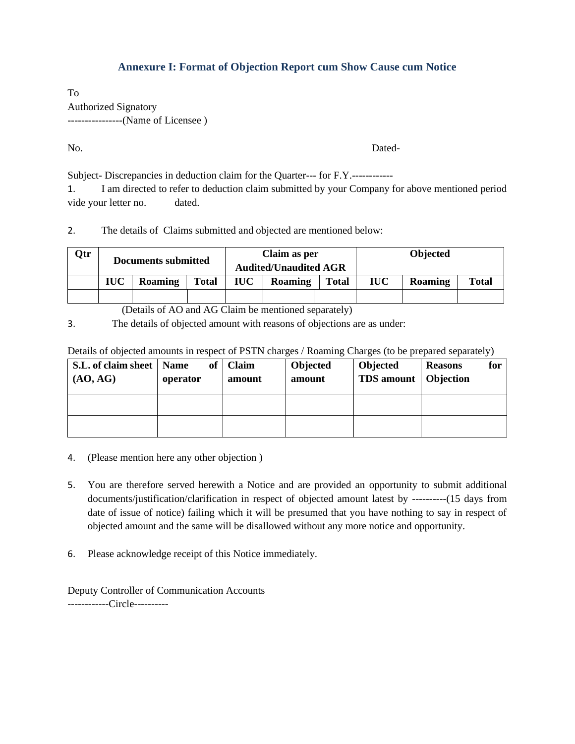## Annexure I: Format of Objection Report cum Show Cause cum Notice

To
Authorized Signatory
----------------(Name of Licensee )

No. Dated-

Subject- Discrepancies in deduction claim for the Quarter--- for F.Y.------------

1. I am directed to refer to deduction claim submitted by your Company for above mentioned period vide your letter no. dated.

2. The details of Claims submitted and objected are mentioned below:

| Qtr | Documents submitted | | | Claim as per Audited/Unaudited AGR | | | Objected | | |
|---|---|---|---|---|---|---|---|---|---|
| | **IUC** | **Roaming** | **Total** | **IUC** | **Roaming** | **Total** | **IUC** | **Roaming** | **Total** |
| | | | | | | | | | |

(Details of AO and AG Claim be mentioned separately)

3. The details of objected amount with reasons of objections are as under:

Details of objected amounts in respect of PSTN charges / Roaming Charges (to be prepared separately)

| S.L. of claim sheet (AO, AG) | Name of operator | Claim amount | Objected amount | Objected TDS amount | Reasons for Objection |
|---|---|---|---|---|---|
| | | | | | |
| | | | | | |

4. (Please mention here any other objection )

5. You are therefore served herewith a Notice and are provided an opportunity to submit additional documents/justification/clarification in respect of objected amount latest by ----------(15 days from date of issue of notice) failing which it will be presumed that you have nothing to say in respect of objected amount and the same will be disallowed without any more notice and opportunity.

6. Please acknowledge receipt of this Notice immediately.

Deputy Controller of Communication Accounts
------------Circle----------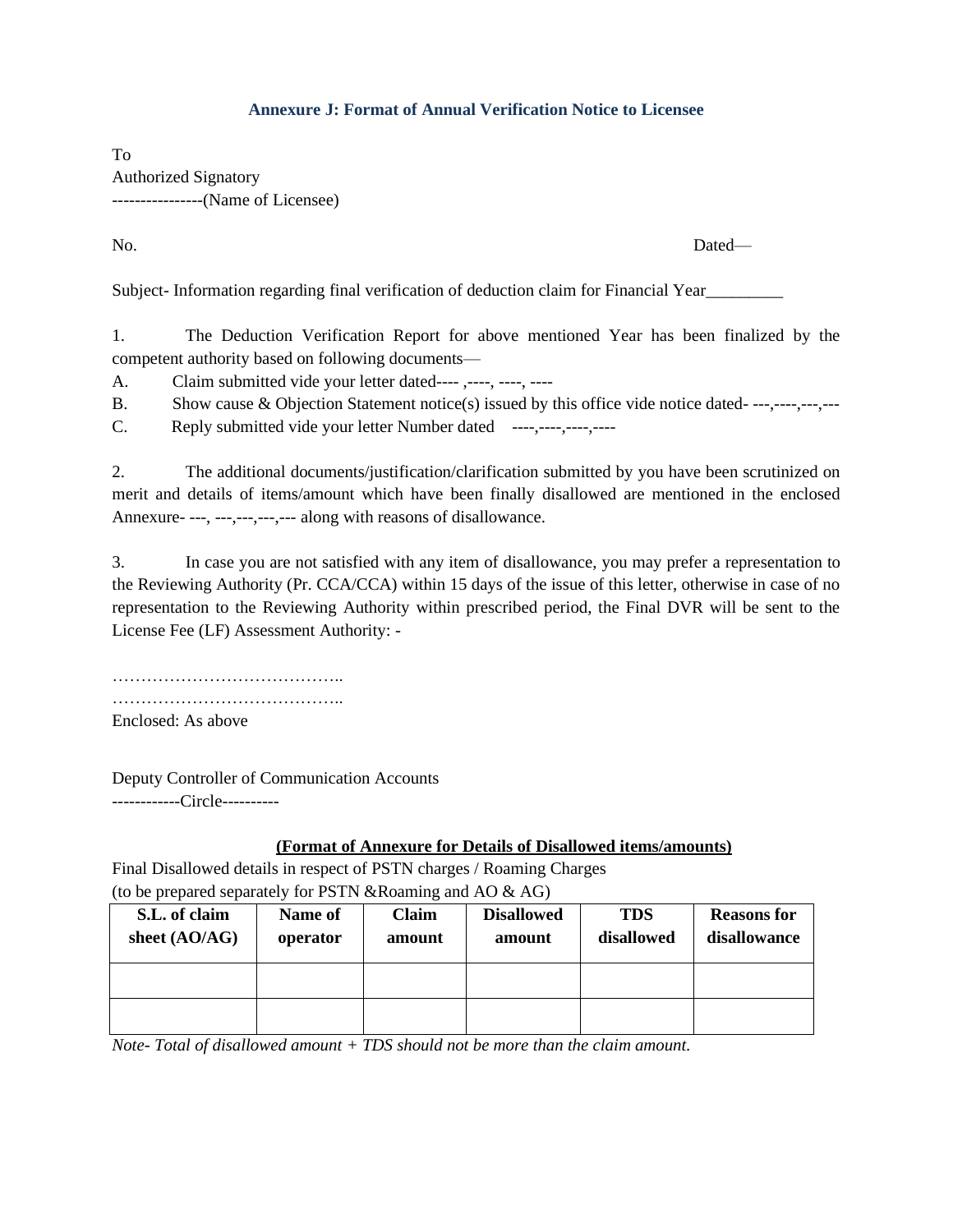## Annexure J: Format of Annual Verification Notice to Licensee

To
Authorized Signatory
----------------(Name of Licensee)

No. Dated—

Subject- Information regarding final verification of deduction claim for Financial Year_________

1. The Deduction Verification Report for above mentioned Year has been finalized by the competent authority based on following documents—

A. Claim submitted vide your letter dated---- ,----, ----, ----

B. Show cause & Objection Statement notice(s) issued by this office vide notice dated- ---,----,---,---

C. Reply submitted vide your letter Number dated ----,----,----,----

2. The additional documents/justification/clarification submitted by you have been scrutinized on merit and details of items/amount which have been finally disallowed are mentioned in the enclosed Annexure- ---, ---,---,---,--- along with reasons of disallowance.

3. In case you are not satisfied with any item of disallowance, you may prefer a representation to the Reviewing Authority (Pr. CCA/CCA) within 15 days of the issue of this letter, otherwise in case of no representation to the Reviewing Authority within prescribed period, the Final DVR will be sent to the License Fee (LF) Assessment Authority: -

…………………………………..
…………………………………..

Enclosed: As above

Deputy Controller of Communication Accounts
------------Circle----------

**(Format of Annexure for Details of Disallowed items/amounts)**

Final Disallowed details in respect of PSTN charges / Roaming Charges
(to be prepared separately for PSTN &Roaming and AO & AG)

| S.L. of claim sheet (AO/AG) | Name of operator | Claim amount | Disallowed amount | TDS disallowed | Reasons for disallowance |
|---|---|---|---|---|---|
| | | | | | |
| | | | | | |

*Note- Total of disallowed amount + TDS should not be more than the claim amount.*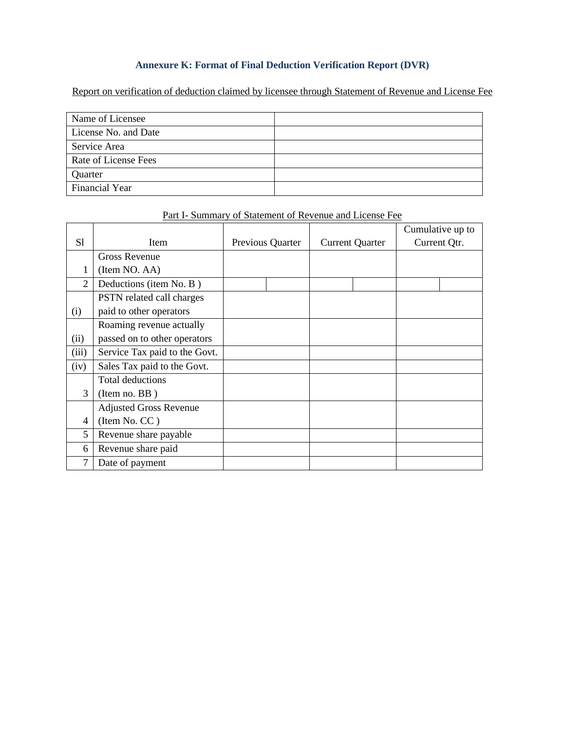## Annexure K: Format of Final Deduction Verification Report (DVR)

Report on verification of deduction claimed by licensee through Statement of Revenue and License Fee

| Name of Licensee | |
|---|---|
| License No. and Date | |
| Service Area | |
| Rate of License Fees | |
| Quarter | |
| Financial Year | |

Part I- Summary of Statement of Revenue and License Fee

| Sl | Item | Previous Quarter | | Current Quarter | | Cumulative up to Current Qtr. | |
|---|---|---|---|---|---|---|---|
| 1 | Gross Revenue (Item NO. AA) | | | | | | |
| 2 | Deductions (item No. B ) | | | | | | |
| (i) | PSTN related call charges paid to other operators | | | | | | |
| (ii) | Roaming revenue actually passed on to other operators | | | | | | |
| (iii) | Service Tax paid to the Govt. | | | | | | |
| (iv) | Sales Tax paid to the Govt. | | | | | | |
| 3 | Total deductions (Item no. BB ) | | | | | | |
| 4 | Adjusted Gross Revenue (Item No. CC ) | | | | | | |
| 5 | Revenue share payable | | | | | | |
| 6 | Revenue share paid | | | | | | |
| 7 | Date of payment | | | | | | |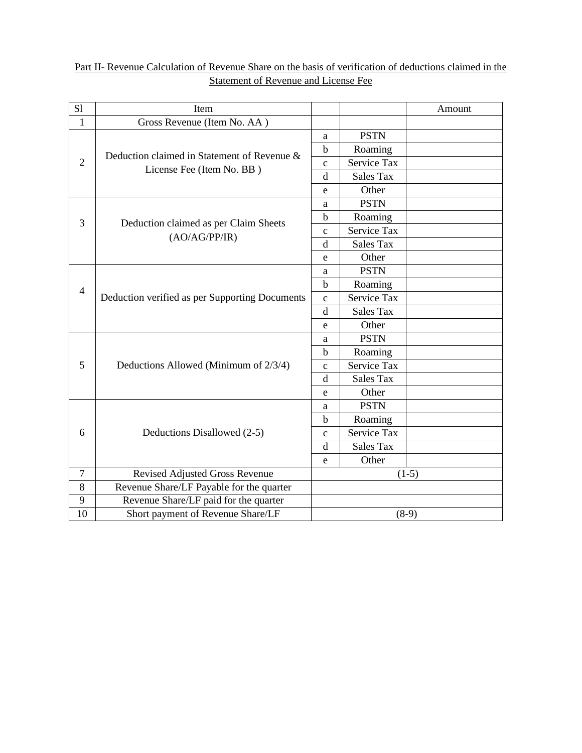Part II- Revenue Calculation of Revenue Share on the basis of verification of deductions claimed in the Statement of Revenue and License Fee

| Sl | Item | | | Amount |
|---|---|---|---|---|
| 1 | Gross Revenue (Item No. AA ) | | | |
| 2 | Deduction claimed in Statement of Revenue & License Fee (Item No. BB ) | a | PSTN | |
| | | b | Roaming | |
| | | c | Service Tax | |
| | | d | Sales Tax | |
| | | e | Other | |
| 3 | Deduction claimed as per Claim Sheets (AO/AG/PP/IR) | a | PSTN | |
| | | b | Roaming | |
| | | c | Service Tax | |
| | | d | Sales Tax | |
| | | e | Other | |
| 4 | Deduction verified as per Supporting Documents | a | PSTN | |
| | | b | Roaming | |
| | | c | Service Tax | |
| | | d | Sales Tax | |
| | | e | Other | |
| 5 | Deductions Allowed (Minimum of 2/3/4) | a | PSTN | |
| | | b | Roaming | |
| | | c | Service Tax | |
| | | d | Sales Tax | |
| | | e | Other | |
| 6 | Deductions Disallowed (2-5) | a | PSTN | |
| | | b | Roaming | |
| | | c | Service Tax | |
| | | d | Sales Tax | |
| | | e | Other | |
| 7 | Revised Adjusted Gross Revenue | (1-5) | | |
| 8 | Revenue Share/LF Payable for the quarter | | | |
| 9 | Revenue Share/LF paid for the quarter | | | |
| 10 | Short payment of Revenue Share/LF | (8-9) | | |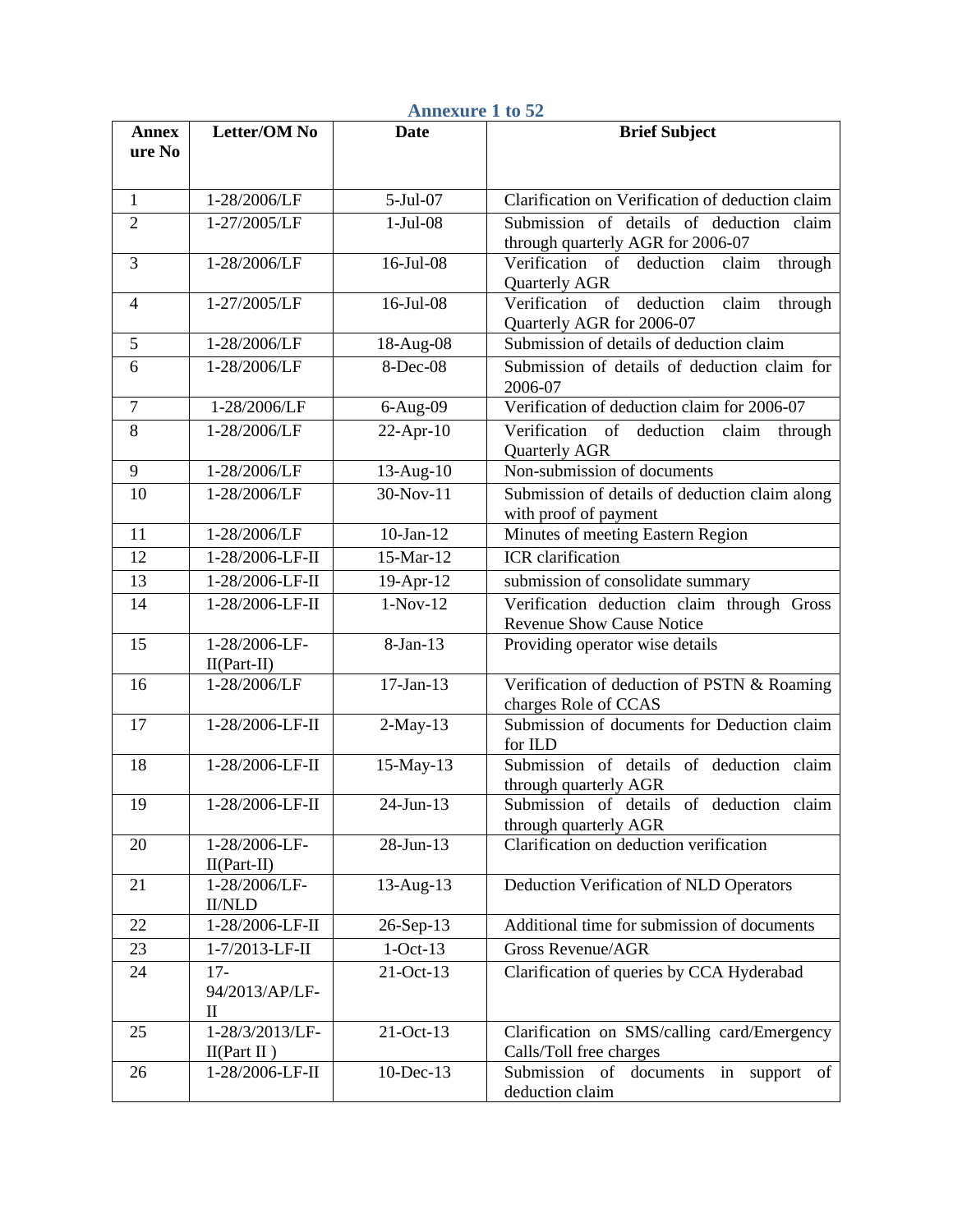## Annexure 1 to 52

| Annexure No | Letter/OM No | Date | Brief Subject |
|---|---|---|---|
| 1 | 1-28/2006/LF | 5-Jul-07 | Clarification on Verification of deduction claim |
| 2 | 1-27/2005/LF | 1-Jul-08 | Submission of details of deduction claim through quarterly AGR for 2006-07 |
| 3 | 1-28/2006/LF | 16-Jul-08 | Verification of deduction claim through Quarterly AGR |
| 4 | 1-27/2005/LF | 16-Jul-08 | Verification of deduction claim through Quarterly AGR for 2006-07 |
| 5 | 1-28/2006/LF | 18-Aug-08 | Submission of details of deduction claim |
| 6 | 1-28/2006/LF | 8-Dec-08 | Submission of details of deduction claim for 2006-07 |
| 7 | 1-28/2006/LF | 6-Aug-09 | Verification of deduction claim for 2006-07 |
| 8 | 1-28/2006/LF | 22-Apr-10 | Verification of deduction claim through Quarterly AGR |
| 9 | 1-28/2006/LF | 13-Aug-10 | Non-submission of documents |
| 10 | 1-28/2006/LF | 30-Nov-11 | Submission of details of deduction claim along with proof of payment |
| 11 | 1-28/2006/LF | 10-Jan-12 | Minutes of meeting Eastern Region |
| 12 | 1-28/2006-LF-II | 15-Mar-12 | ICR clarification |
| 13 | 1-28/2006-LF-II | 19-Apr-12 | submission of consolidate summary |
| 14 | 1-28/2006-LF-II | 1-Nov-12 | Verification deduction claim through Gross Revenue Show Cause Notice |
| 15 | 1-28/2006-LF-II(Part-II) | 8-Jan-13 | Providing operator wise details |
| 16 | 1-28/2006/LF | 17-Jan-13 | Verification of deduction of PSTN & Roaming charges Role of CCAS |
| 17 | 1-28/2006-LF-II | 2-May-13 | Submission of documents for Deduction claim for ILD |
| 18 | 1-28/2006-LF-II | 15-May-13 | Submission of details of deduction claim through quarterly AGR |
| 19 | 1-28/2006-LF-II | 24-Jun-13 | Submission of details of deduction claim through quarterly AGR |
| 20 | 1-28/2006-LF-II(Part-II) | 28-Jun-13 | Clarification on deduction verification |
| 21 | 1-28/2006/LF-II/NLD | 13-Aug-13 | Deduction Verification of NLD Operators |
| 22 | 1-28/2006-LF-II | 26-Sep-13 | Additional time for submission of documents |
| 23 | 1-7/2013-LF-II | 1-Oct-13 | Gross Revenue/AGR |
| 24 | 17-94/2013/AP/LF-II | 21-Oct-13 | Clarification of queries by CCA Hyderabad |
| 25 | 1-28/3/2013/LF-II(Part II ) | 21-Oct-13 | Clarification on SMS/calling card/Emergency Calls/Toll free charges |
| 26 | 1-28/2006-LF-II | 10-Dec-13 | Submission of documents in support of deduction claim |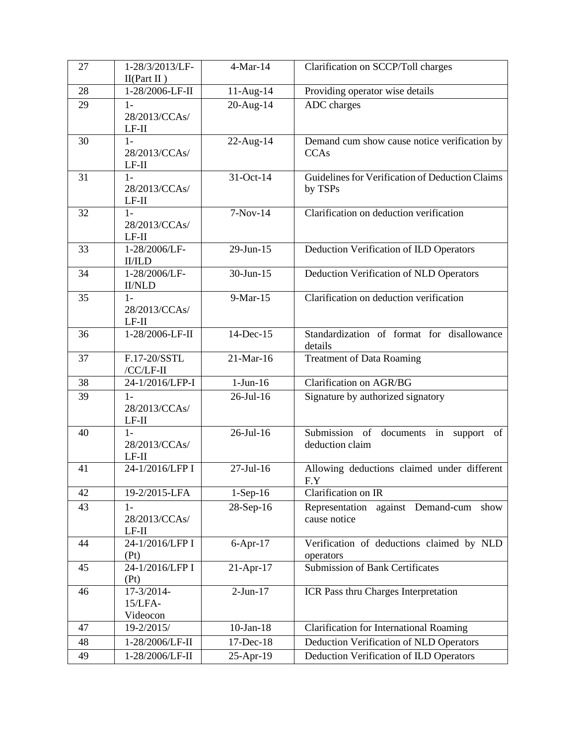| 27 | 1-28/3/2013/LF-II(Part II ) | 4-Mar-14 | Clarification on SCCP/Toll charges |
|---|---|---|---|
| 28 | 1-28/2006-LF-II | 11-Aug-14 | Providing operator wise details |
| 29 | 1-28/2013/CCAs/LF-II | 20-Aug-14 | ADC charges |
| 30 | 1-28/2013/CCAs/LF-II | 22-Aug-14 | Demand cum show cause notice verification by CCAs |
| 31 | 1-28/2013/CCAs/LF-II | 31-Oct-14 | Guidelines for Verification of Deduction Claims by TSPs |
| 32 | 1-28/2013/CCAs/LF-II | 7-Nov-14 | Clarification on deduction verification |
| 33 | 1-28/2006/LF-II/ILD | 29-Jun-15 | Deduction Verification of ILD Operators |
| 34 | 1-28/2006/LF-II/NLD | 30-Jun-15 | Deduction Verification of NLD Operators |
| 35 | 1-28/2013/CCAs/LF-II | 9-Mar-15 | Clarification on deduction verification |
| 36 | 1-28/2006-LF-II | 14-Dec-15 | Standardization of format for disallowance details |
| 37 | F.17-20/SSTL/CC/LF-II | 21-Mar-16 | Treatment of Data Roaming |
| 38 | 24-1/2016/LFP-I | 1-Jun-16 | Clarification on AGR/BG |
| 39 | 1-28/2013/CCAs/LF-II | 26-Jul-16 | Signature by authorized signatory |
| 40 | 1-28/2013/CCAs/LF-II | 26-Jul-16 | Submission of documents in support of deduction claim |
| 41 | 24-1/2016/LFP I | 27-Jul-16 | Allowing deductions claimed under different F.Y |
| 42 | 19-2/2015-LFA | 1-Sep-16 | Clarification on IR |
| 43 | 1-28/2013/CCAs/LF-II | 28-Sep-16 | Representation against Demand-cum show cause notice |
| 44 | 24-1/2016/LFP I (Pt) | 6-Apr-17 | Verification of deductions claimed by NLD operators |
| 45 | 24-1/2016/LFP I (Pt) | 21-Apr-17 | Submission of Bank Certificates |
| 46 | 17-3/2014-15/LFA-Videocon | 2-Jun-17 | ICR Pass thru Charges Interpretation |
| 47 | 19-2/2015/ | 10-Jan-18 | Clarification for International Roaming |
| 48 | 1-28/2006/LF-II | 17-Dec-18 | Deduction Verification of NLD Operators |
| 49 | 1-28/2006/LF-II | 25-Apr-19 | Deduction Verification of ILD Operators |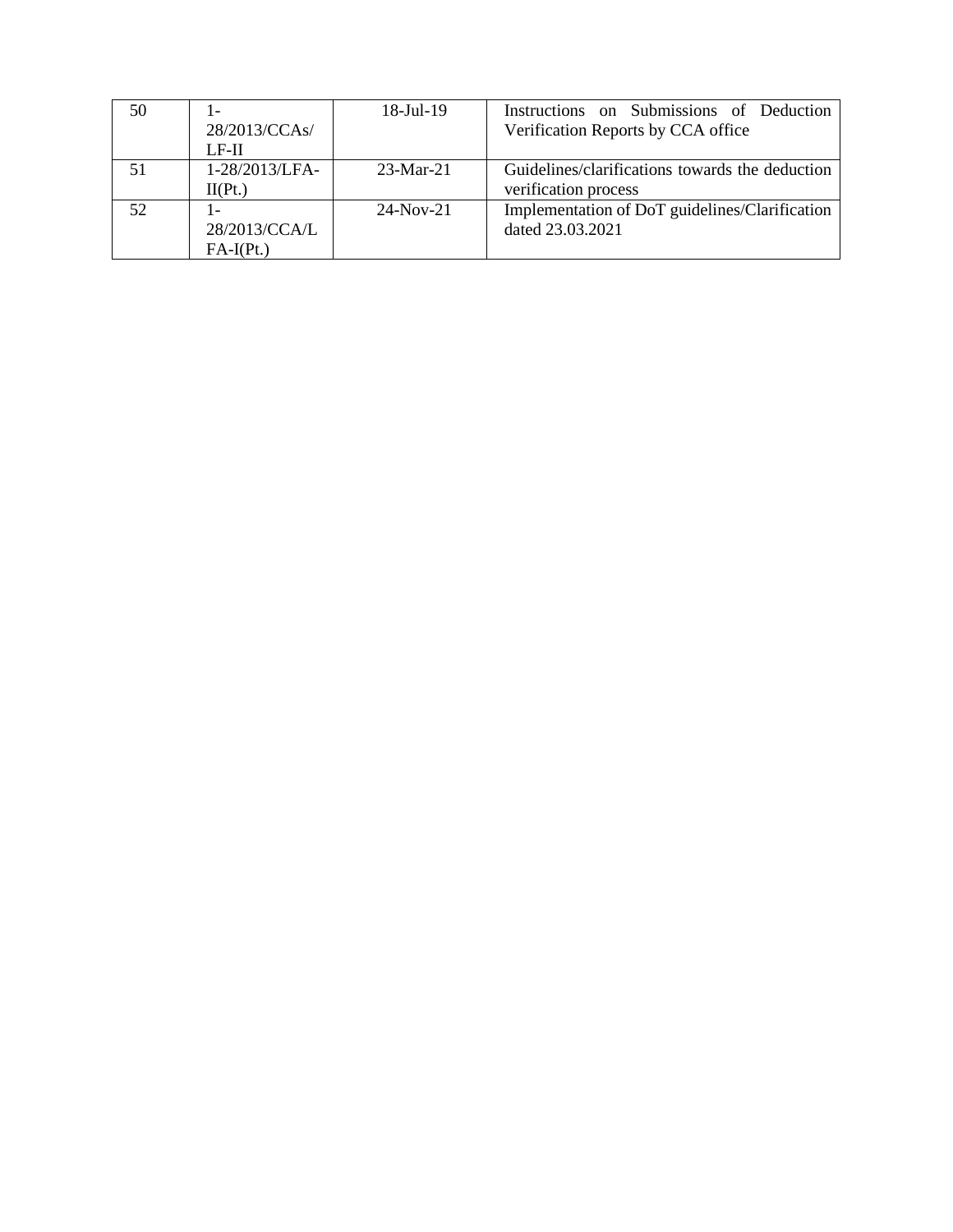| | | | |
|---|---|---|---|
| 50 | 1-28/2013/CCAs/LF-II | 18-Jul-19 | Instructions on Submissions of Deduction Verification Reports by CCA office |
| 51 | 1-28/2013/LFA-II(Pt.) | 23-Mar-21 | Guidelines/clarifications towards the deduction verification process |
| 52 | 1-28/2013/CCA/LFA-I(Pt.) | 24-Nov-21 | Implementation of DoT guidelines/Clarification dated 23.03.2021 |